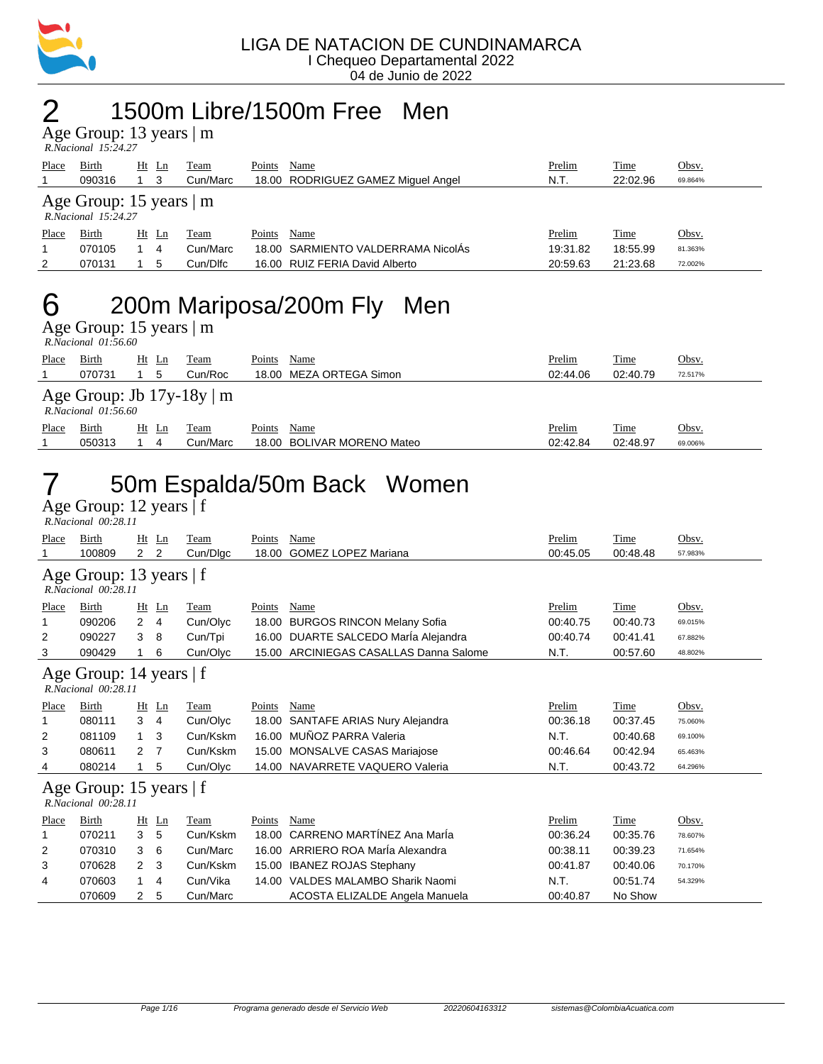LIGA DE NATACION DE CUNDINAMARCA
I Chequeo Departamental 2022
04 de Junio de 2022

# 2 1500m Libre/1500m Free Men

## Age Group: 13 years | m
*R.Nacional 15:24.27*

| Place | Birth | Ht | Ln | Team | Points | Name | Prelim | Time | Obsv. |
|---|---|---|---|---|---|---|---|---|---|
| 1 | 090316 | 1 | 3 | Cun/Marc | 18.00 | RODRIGUEZ GAMEZ Miguel Angel | N.T. | 22:02.96 | 69.864% |

## Age Group: 15 years | m
*R.Nacional 15:24.27*

| Place | Birth | Ht | Ln | Team | Points | Name | Prelim | Time | Obsv. |
|---|---|---|---|---|---|---|---|---|---|
| 1 | 070105 | 1 | 4 | Cun/Marc | 18.00 | SARMIENTO VALDERRAMA NicolÁs | 19:31.82 | 18:55.99 | 81.363% |
| 2 | 070131 | 1 | 5 | Cun/Dlfc | 16.00 | RUIZ FERIA David Alberto | 20:59.63 | 21:23.68 | 72.002% |

# 6 200m Mariposa/200m Fly Men

## Age Group: 15 years | m
*R.Nacional 01:56.60*

| Place | Birth | Ht | Ln | Team | Points | Name | Prelim | Time | Obsv. |
|---|---|---|---|---|---|---|---|---|---|
| 1 | 070731 | 1 | 5 | Cun/Roc | 18.00 | MEZA ORTEGA Simon | 02:44.06 | 02:40.79 | 72.517% |

## Age Group: Jb 17y-18y | m
*R.Nacional 01:56.60*

| Place | Birth | Ht | Ln | Team | Points | Name | Prelim | Time | Obsv. |
|---|---|---|---|---|---|---|---|---|---|
| 1 | 050313 | 1 | 4 | Cun/Marc | 18.00 | BOLIVAR MORENO Mateo | 02:42.84 | 02:48.97 | 69.006% |

# 7 50m Espalda/50m Back Women

## Age Group: 12 years | f
*R.Nacional 00:28.11*

| Place | Birth | Ht | Ln | Team | Points | Name | Prelim | Time | Obsv. |
|---|---|---|---|---|---|---|---|---|---|
| 1 | 100809 | 2 | 2 | Cun/Dlgc | 18.00 | GOMEZ LOPEZ Mariana | 00:45.05 | 00:48.48 | 57.983% |

## Age Group: 13 years | f
*R.Nacional 00:28.11*

| Place | Birth | Ht | Ln | Team | Points | Name | Prelim | Time | Obsv. |
|---|---|---|---|---|---|---|---|---|---|
| 1 | 090206 | 2 | 4 | Cun/Olyc | 18.00 | BURGOS RINCON Melany Sofia | 00:40.75 | 00:40.73 | 69.015% |
| 2 | 090227 | 3 | 8 | Cun/Tpi | 16.00 | DUARTE SALCEDO MarÍa Alejandra | 00:40.74 | 00:41.41 | 67.882% |
| 3 | 090429 | 1 | 6 | Cun/Olyc | 15.00 | ARCINIEGAS CASALLAS Danna Salome | N.T. | 00:57.60 | 48.802% |

## Age Group: 14 years | f
*R.Nacional 00:28.11*

| Place | Birth | Ht | Ln | Team | Points | Name | Prelim | Time | Obsv. |
|---|---|---|---|---|---|---|---|---|---|
| 1 | 080111 | 3 | 4 | Cun/Olyc | 18.00 | SANTAFE ARIAS Nury Alejandra | 00:36.18 | 00:37.45 | 75.060% |
| 2 | 081109 | 1 | 3 | Cun/Kskm | 16.00 | MUÑOZ PARRA Valeria | N.T. | 00:40.68 | 69.100% |
| 3 | 080611 | 2 | 7 | Cun/Kskm | 15.00 | MONSALVE CASAS Mariajose | 00:46.64 | 00:42.94 | 65.463% |
| 4 | 080214 | 1 | 5 | Cun/Olyc | 14.00 | NAVARRETE VAQUERO Valeria | N.T. | 00:43.72 | 64.296% |

## Age Group: 15 years | f
*R.Nacional 00:28.11*

| Place | Birth | Ht | Ln | Team | Points | Name | Prelim | Time | Obsv. |
|---|---|---|---|---|---|---|---|---|---|
| 1 | 070211 | 3 | 5 | Cun/Kskm | 18.00 | CARRENO MARTÍNEZ Ana MarÍa | 00:36.24 | 00:35.76 | 78.607% |
| 2 | 070310 | 3 | 6 | Cun/Marc | 16.00 | ARRIERO ROA MarÍa Alexandra | 00:38.11 | 00:39.23 | 71.654% |
| 3 | 070628 | 2 | 3 | Cun/Kskm | 15.00 | IBANEZ ROJAS Stephany | 00:41.87 | 00:40.06 | 70.170% |
| 4 | 070603 | 1 | 4 | Cun/Vika | 14.00 | VALDES MALAMBO Sharik Naomi | N.T. | 00:51.74 | 54.329% |
| | 070609 | 2 | 5 | Cun/Marc | | ACOSTA ELIZALDE Angela Manuela | 00:40.87 | No Show | |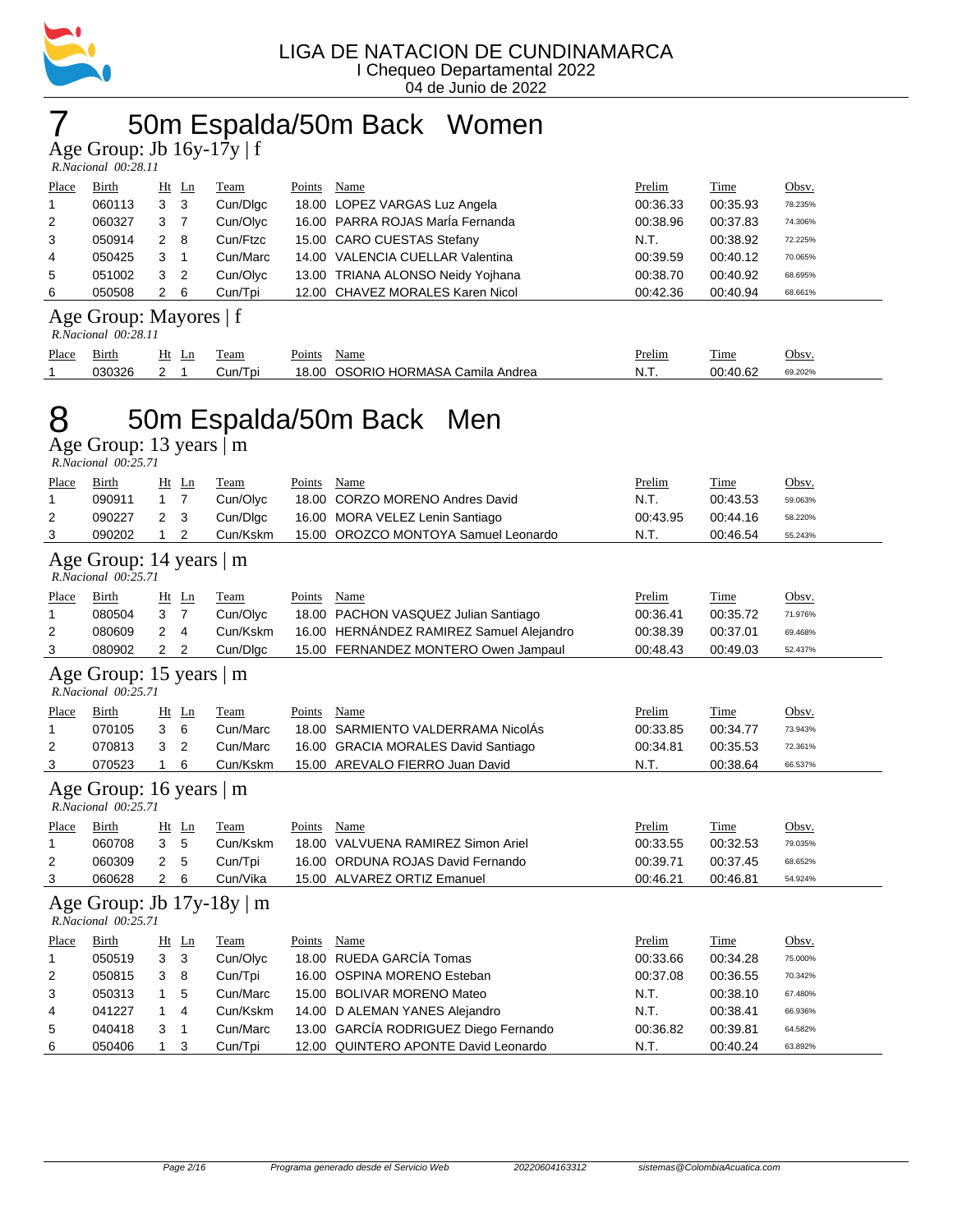LIGA DE NATACION DE CUNDINAMARCA
I Chequeo Departamental 2022
04 de Junio de 2022

# 7 50m Espalda/50m Back Women

## Age Group: Jb 16y-17y | f

*R.Nacional 00:28.11*

| Place | Birth | Ht | Ln | Team | Points | Name | Prelim | Time | Obsv. |
|---|---|---|---|---|---|---|---|---|---|
| 1 | 060113 | 3 | 3 | Cun/Dlgc | 18.00 | LOPEZ VARGAS Luz Angela | 00:36.33 | 00:35.93 | 78.235% |
| 2 | 060327 | 3 | 7 | Cun/Olyc | 16.00 | PARRA ROJAS MarÍa Fernanda | 00:38.96 | 00:37.83 | 74.306% |
| 3 | 050914 | 2 | 8 | Cun/Ftzc | 15.00 | CARO CUESTAS Stefany | N.T. | 00:38.92 | 72.225% |
| 4 | 050425 | 3 | 1 | Cun/Marc | 14.00 | VALENCIA CUELLAR Valentina | 00:39.59 | 00:40.12 | 70.065% |
| 5 | 051002 | 3 | 2 | Cun/Olyc | 13.00 | TRIANA ALONSO Neidy Yojhana | 00:38.70 | 00:40.92 | 68.695% |
| 6 | 050508 | 2 | 6 | Cun/Tpi | 12.00 | CHAVEZ MORALES Karen Nicol | 00:42.36 | 00:40.94 | 68.661% |

## Age Group: Mayores | f

*R.Nacional 00:28.11*

| Place | Birth | Ht | Ln | Team | Points | Name | Prelim | Time | Obsv. |
|---|---|---|---|---|---|---|---|---|---|
| 1 | 030326 | 2 | 1 | Cun/Tpi | 18.00 | OSORIO HORMASA Camila Andrea | N.T. | 00:40.62 | 69.202% |

# 8 50m Espalda/50m Back Men

## Age Group: 13 years | m

*R.Nacional 00:25.71*

| Place | Birth | Ht | Ln | Team | Points | Name | Prelim | Time | Obsv. |
|---|---|---|---|---|---|---|---|---|---|
| 1 | 090911 | 1 | 7 | Cun/Olyc | 18.00 | CORZO MORENO Andres David | N.T. | 00:43.53 | 59.063% |
| 2 | 090227 | 2 | 3 | Cun/Dlgc | 16.00 | MORA VELEZ Lenin Santiago | 00:43.95 | 00:44.16 | 58.220% |
| 3 | 090202 | 1 | 2 | Cun/Kskm | 15.00 | OROZCO MONTOYA Samuel Leonardo | N.T. | 00:46.54 | 55.243% |

## Age Group: 14 years | m

*R.Nacional 00:25.71*

| Place | Birth | Ht | Ln | Team | Points | Name | Prelim | Time | Obsv. |
|---|---|---|---|---|---|---|---|---|---|
| 1 | 080504 | 3 | 7 | Cun/Olyc | 18.00 | PACHON VASQUEZ Julian Santiago | 00:36.41 | 00:35.72 | 71.976% |
| 2 | 080609 | 2 | 4 | Cun/Kskm | 16.00 | HERNÁNDEZ RAMIREZ Samuel Alejandro | 00:38.39 | 00:37.01 | 69.468% |
| 3 | 080902 | 2 | 2 | Cun/Dlgc | 15.00 | FERNANDEZ MONTERO Owen Jampaul | 00:48.43 | 00:49.03 | 52.437% |

## Age Group: 15 years | m

*R.Nacional 00:25.71*

| Place | Birth | Ht | Ln | Team | Points | Name | Prelim | Time | Obsv. |
|---|---|---|---|---|---|---|---|---|---|
| 1 | 070105 | 3 | 6 | Cun/Marc | 18.00 | SARMIENTO VALDERRAMA NicolÁs | 00:33.85 | 00:34.77 | 73.943% |
| 2 | 070813 | 3 | 2 | Cun/Marc | 16.00 | GRACIA MORALES David Santiago | 00:34.81 | 00:35.53 | 72.361% |
| 3 | 070523 | 1 | 6 | Cun/Kskm | 15.00 | AREVALO FIERRO Juan David | N.T. | 00:38.64 | 66.537% |

## Age Group: 16 years | m

*R.Nacional 00:25.71*

| Place | Birth | Ht | Ln | Team | Points | Name | Prelim | Time | Obsv. |
|---|---|---|---|---|---|---|---|---|---|
| 1 | 060708 | 3 | 5 | Cun/Kskm | 18.00 | VALVUENA RAMIREZ Simon Ariel | 00:33.55 | 00:32.53 | 79.035% |
| 2 | 060309 | 2 | 5 | Cun/Tpi | 16.00 | ORDUNA ROJAS David Fernando | 00:39.71 | 00:37.45 | 68.652% |
| 3 | 060628 | 2 | 6 | Cun/Vika | 15.00 | ALVAREZ ORTIZ Emanuel | 00:46.21 | 00:46.81 | 54.924% |

## Age Group: Jb 17y-18y | m

*R.Nacional 00:25.71*

| Place | Birth | Ht | Ln | Team | Points | Name | Prelim | Time | Obsv. |
|---|---|---|---|---|---|---|---|---|---|
| 1 | 050519 | 3 | 3 | Cun/Olyc | 18.00 | RUEDA GARCÍA Tomas | 00:33.66 | 00:34.28 | 75.000% |
| 2 | 050815 | 3 | 8 | Cun/Tpi | 16.00 | OSPINA MORENO Esteban | 00:37.08 | 00:36.55 | 70.342% |
| 3 | 050313 | 1 | 5 | Cun/Marc | 15.00 | BOLIVAR MORENO Mateo | N.T. | 00:38.10 | 67.480% |
| 4 | 041227 | 1 | 4 | Cun/Kskm | 14.00 | D ALEMAN YANES Alejandro | N.T. | 00:38.41 | 66.936% |
| 5 | 040418 | 3 | 1 | Cun/Marc | 13.00 | GARCÍA RODRIGUEZ Diego Fernando | 00:36.82 | 00:39.81 | 64.582% |
| 6 | 050406 | 1 | 3 | Cun/Tpi | 12.00 | QUINTERO APONTE David Leonardo | N.T. | 00:40.24 | 63.892% |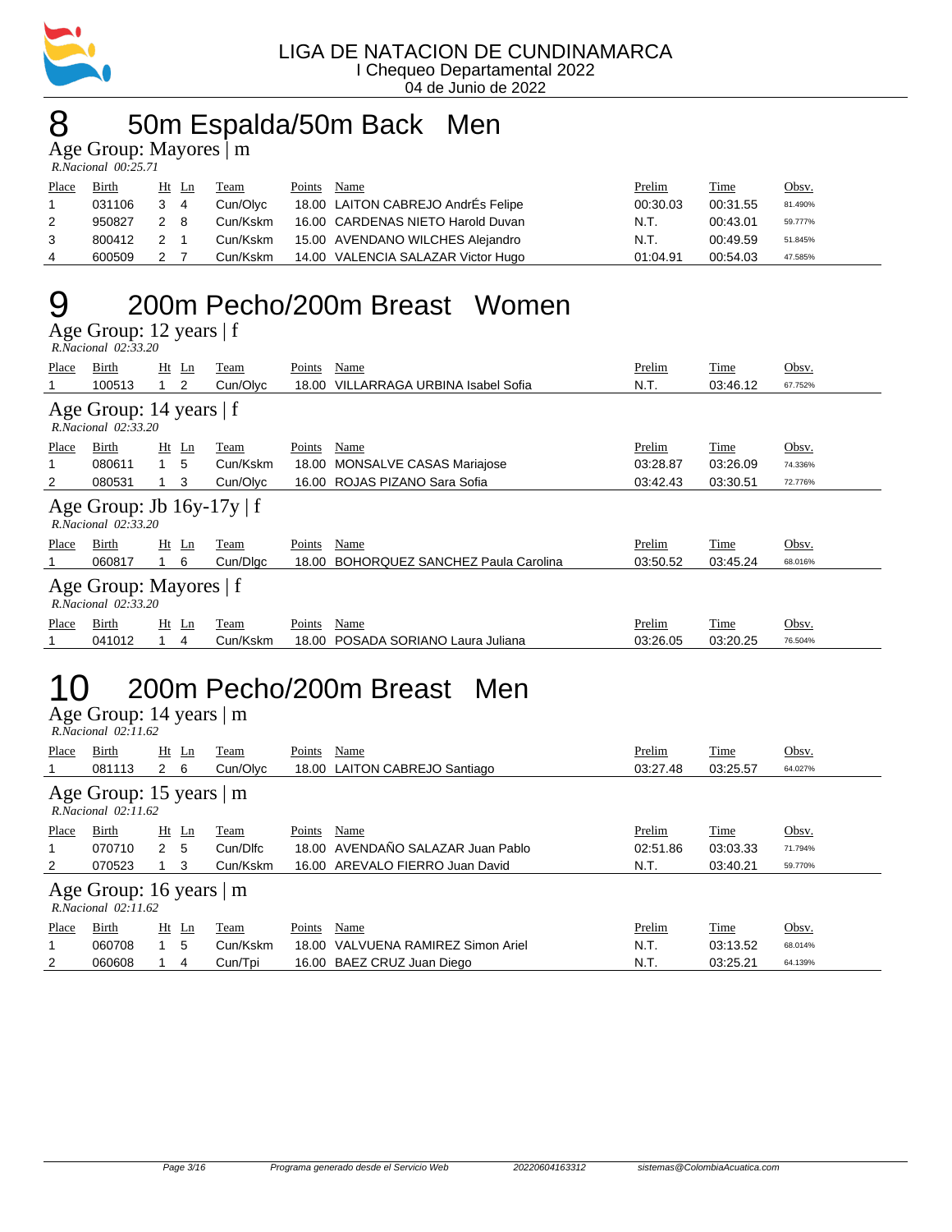LIGA DE NATACION DE CUNDINAMARCA
I Chequeo Departamental 2022
04 de Junio de 2022

# 8 50m Espalda/50m Back Men

## Age Group: Mayores | m

*R.Nacional 00:25.71*

| Place | Birth | Ht | Ln | Team | Points | Name | Prelim | Time | Obsv. |
|---|---|---|---|---|---|---|---|---|---|
| 1 | 031106 | 3 | 4 | Cun/Olyc | 18.00 | LAITON CABREJO AndrÉs Felipe | 00:30.03 | 00:31.55 | 81.490% |
| 2 | 950827 | 2 | 8 | Cun/Kskm | 16.00 | CARDENAS NIETO Harold Duvan | N.T. | 00:43.01 | 59.777% |
| 3 | 800412 | 2 | 1 | Cun/Kskm | 15.00 | AVENDANO WILCHES Alejandro | N.T. | 00:49.59 | 51.845% |
| 4 | 600509 | 2 | 7 | Cun/Kskm | 14.00 | VALENCIA SALAZAR Victor Hugo | 01:04.91 | 00:54.03 | 47.585% |

# 9 200m Pecho/200m Breast Women

## Age Group: 12 years | f

*R.Nacional 02:33.20*

| Place | Birth | Ht | Ln | Team | Points | Name | Prelim | Time | Obsv. |
|---|---|---|---|---|---|---|---|---|---|
| 1 | 100513 | 1 | 2 | Cun/Olyc | 18.00 | VILLARRAGA URBINA Isabel Sofia | N.T. | 03:46.12 | 67.752% |

## Age Group: 14 years | f

*R.Nacional 02:33.20*

| Place | Birth | Ht | Ln | Team | Points | Name | Prelim | Time | Obsv. |
|---|---|---|---|---|---|---|---|---|---|
| 1 | 080611 | 1 | 5 | Cun/Kskm | 18.00 | MONSALVE CASAS Mariajose | 03:28.87 | 03:26.09 | 74.336% |
| 2 | 080531 | 1 | 3 | Cun/Olyc | 16.00 | ROJAS PIZANO Sara Sofia | 03:42.43 | 03:30.51 | 72.776% |

## Age Group: Jb 16y-17y | f

*R.Nacional 02:33.20*

| Place | Birth | Ht | Ln | Team | Points | Name | Prelim | Time | Obsv. |
|---|---|---|---|---|---|---|---|---|---|
| 1 | 060817 | 1 | 6 | Cun/Dlgc | 18.00 | BOHORQUEZ SANCHEZ Paula Carolina | 03:50.52 | 03:45.24 | 68.016% |

## Age Group: Mayores | f

*R.Nacional 02:33.20*

| Place | Birth | Ht | Ln | Team | Points | Name | Prelim | Time | Obsv. |
|---|---|---|---|---|---|---|---|---|---|
| 1 | 041012 | 1 | 4 | Cun/Kskm | 18.00 | POSADA SORIANO Laura Juliana | 03:26.05 | 03:20.25 | 76.504% |

# 10 200m Pecho/200m Breast Men

## Age Group: 14 years | m

*R.Nacional 02:11.62*

| Place | Birth | Ht | Ln | Team | Points | Name | Prelim | Time | Obsv. |
|---|---|---|---|---|---|---|---|---|---|
| 1 | 081113 | 2 | 6 | Cun/Olyc | 18.00 | LAITON CABREJO Santiago | 03:27.48 | 03:25.57 | 64.027% |

## Age Group: 15 years | m

*R.Nacional 02:11.62*

| Place | Birth | Ht | Ln | Team | Points | Name | Prelim | Time | Obsv. |
|---|---|---|---|---|---|---|---|---|---|
| 1 | 070710 | 2 | 5 | Cun/Dlfc | 18.00 | AVENDAÑO SALAZAR Juan Pablo | 02:51.86 | 03:03.33 | 71.794% |
| 2 | 070523 | 1 | 3 | Cun/Kskm | 16.00 | AREVALO FIERRO Juan David | N.T. | 03:40.21 | 59.770% |

## Age Group: 16 years | m

*R.Nacional 02:11.62*

| Place | Birth | Ht | Ln | Team | Points | Name | Prelim | Time | Obsv. |
|---|---|---|---|---|---|---|---|---|---|
| 1 | 060708 | 1 | 5 | Cun/Kskm | 18.00 | VALVUENA RAMIREZ Simon Ariel | N.T. | 03:13.52 | 68.014% |
| 2 | 060608 | 1 | 4 | Cun/Tpi | 16.00 | BAEZ CRUZ Juan Diego | N.T. | 03:25.21 | 64.139% |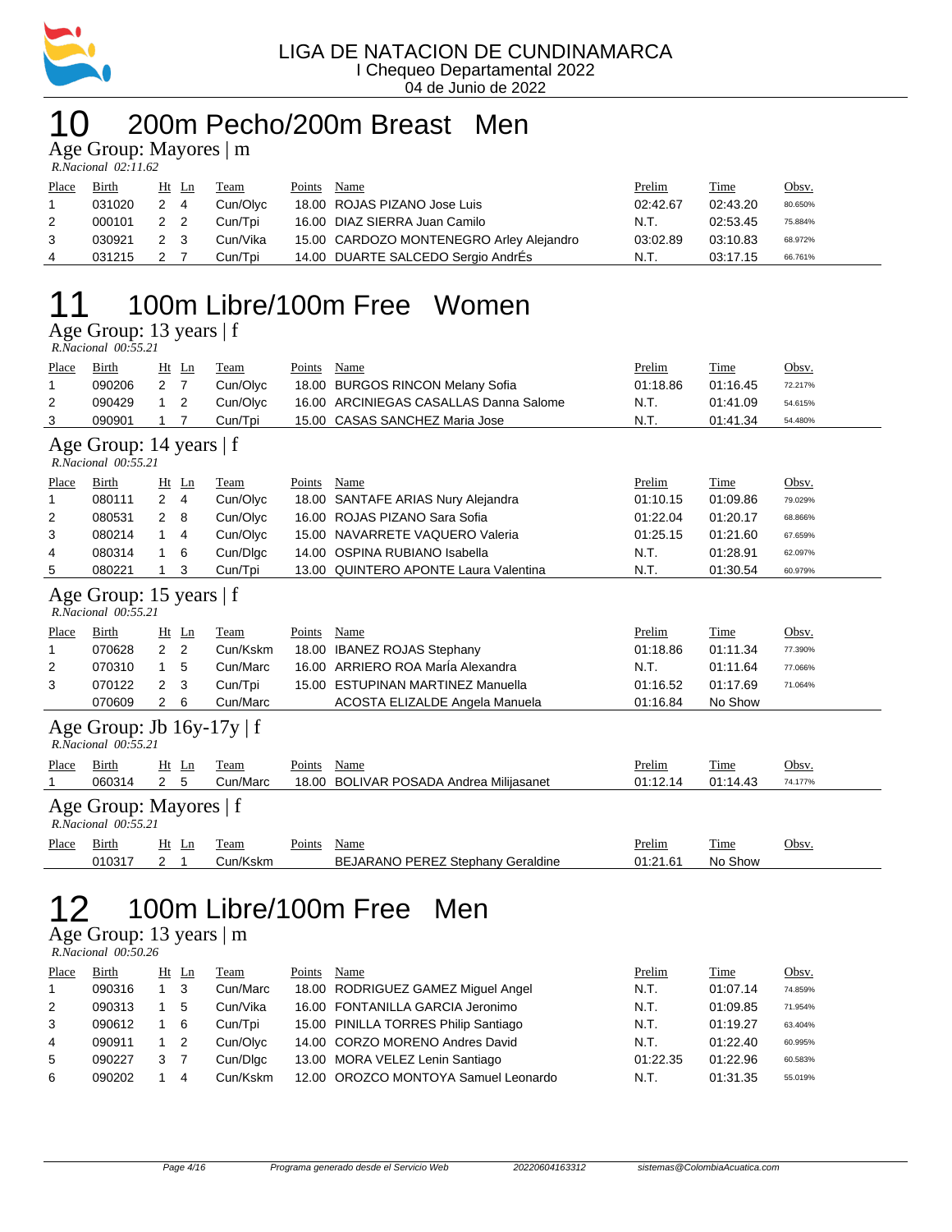LIGA DE NATACION DE CUNDINAMARCA
I Chequeo Departamental 2022
04 de Junio de 2022

# 10 200m Pecho/200m Breast Men

## Age Group: Mayores | m

*R.Nacional 02:11.62*

| Place | Birth | Ht | Ln | Team | Points | Name | Prelim | Time | Obsv. |
|---|---|---|---|---|---|---|---|---|---|
| 1 | 031020 | 2 | 4 | Cun/Olyc | 18.00 | ROJAS PIZANO Jose Luis | 02:42.67 | 02:43.20 | 80.650% |
| 2 | 000101 | 2 | 2 | Cun/Tpi | 16.00 | DIAZ SIERRA Juan Camilo | N.T. | 02:53.45 | 75.884% |
| 3 | 030921 | 2 | 3 | Cun/Vika | 15.00 | CARDOZO MONTENEGRO Arley Alejandro | 03:02.89 | 03:10.83 | 68.972% |
| 4 | 031215 | 2 | 7 | Cun/Tpi | 14.00 | DUARTE SALCEDO Sergio AndrÉs | N.T. | 03:17.15 | 66.761% |

# 11 100m Libre/100m Free Women

## Age Group: 13 years | f

*R.Nacional 00:55.21*

| Place | Birth | Ht | Ln | Team | Points | Name | Prelim | Time | Obsv. |
|---|---|---|---|---|---|---|---|---|---|
| 1 | 090206 | 2 | 7 | Cun/Olyc | 18.00 | BURGOS RINCON Melany Sofia | 01:18.86 | 01:16.45 | 72.217% |
| 2 | 090429 | 1 | 2 | Cun/Olyc | 16.00 | ARCINIEGAS CASALLAS Danna Salome | N.T. | 01:41.09 | 54.615% |
| 3 | 090901 | 1 | 7 | Cun/Tpi | 15.00 | CASAS SANCHEZ Maria Jose | N.T. | 01:41.34 | 54.480% |

## Age Group: 14 years | f

*R.Nacional 00:55.21*

| Place | Birth | Ht | Ln | Team | Points | Name | Prelim | Time | Obsv. |
|---|---|---|---|---|---|---|---|---|---|
| 1 | 080111 | 2 | 4 | Cun/Olyc | 18.00 | SANTAFE ARIAS Nury Alejandra | 01:10.15 | 01:09.86 | 79.029% |
| 2 | 080531 | 2 | 8 | Cun/Olyc | 16.00 | ROJAS PIZANO Sara Sofia | 01:22.04 | 01:20.17 | 68.866% |
| 3 | 080214 | 1 | 4 | Cun/Olyc | 15.00 | NAVARRETE VAQUERO Valeria | 01:25.15 | 01:21.60 | 67.659% |
| 4 | 080314 | 1 | 6 | Cun/Dlgc | 14.00 | OSPINA RUBIANO Isabella | N.T. | 01:28.91 | 62.097% |
| 5 | 080221 | 1 | 3 | Cun/Tpi | 13.00 | QUINTERO APONTE Laura Valentina | N.T. | 01:30.54 | 60.979% |

## Age Group: 15 years | f

*R.Nacional 00:55.21*

| Place | Birth | Ht | Ln | Team | Points | Name | Prelim | Time | Obsv. |
|---|---|---|---|---|---|---|---|---|---|
| 1 | 070628 | 2 | 2 | Cun/Kskm | 18.00 | IBANEZ ROJAS Stephany | 01:18.86 | 01:11.34 | 77.390% |
| 2 | 070310 | 1 | 5 | Cun/Marc | 16.00 | ARRIERO ROA MarÍa Alexandra | N.T. | 01:11.64 | 77.066% |
| 3 | 070122 | 2 | 3 | Cun/Tpi | 15.00 | ESTUPINAN MARTINEZ Manuella | 01:16.52 | 01:17.69 | 71.064% |
|  | 070609 | 2 | 6 | Cun/Marc |  | ACOSTA ELIZALDE Angela Manuela | 01:16.84 | No Show |  |

## Age Group: Jb 16y-17y | f

*R.Nacional 00:55.21*

| Place | Birth | Ht | Ln | Team | Points | Name | Prelim | Time | Obsv. |
|---|---|---|---|---|---|---|---|---|---|
| 1 | 060314 | 2 | 5 | Cun/Marc | 18.00 | BOLIVAR POSADA Andrea Milijasanet | 01:12.14 | 01:14.43 | 74.177% |

## Age Group: Mayores | f

*R.Nacional 00:55.21*

| Place | Birth | Ht | Ln | Team | Points | Name | Prelim | Time | Obsv. |
|---|---|---|---|---|---|---|---|---|---|
|  | 010317 | 2 | 1 | Cun/Kskm |  | BEJARANO PEREZ Stephany Geraldine | 01:21.61 | No Show |  |

# 12 100m Libre/100m Free Men

## Age Group: 13 years | m

*R.Nacional 00:50.26*

| Place | Birth | Ht | Ln | Team | Points | Name | Prelim | Time | Obsv. |
|---|---|---|---|---|---|---|---|---|---|
| 1 | 090316 | 1 | 3 | Cun/Marc | 18.00 | RODRIGUEZ GAMEZ Miguel Angel | N.T. | 01:07.14 | 74.859% |
| 2 | 090313 | 1 | 5 | Cun/Vika | 16.00 | FONTANILLA GARCIA Jeronimo | N.T. | 01:09.85 | 71.954% |
| 3 | 090612 | 1 | 6 | Cun/Tpi | 15.00 | PINILLA TORRES Philip Santiago | N.T. | 01:19.27 | 63.404% |
| 4 | 090911 | 1 | 2 | Cun/Olyc | 14.00 | CORZO MORENO Andres David | N.T. | 01:22.40 | 60.995% |
| 5 | 090227 | 3 | 7 | Cun/Dlgc | 13.00 | MORA VELEZ Lenin Santiago | 01:22.35 | 01:22.96 | 60.583% |
| 6 | 090202 | 1 | 4 | Cun/Kskm | 12.00 | OROZCO MONTOYA Samuel Leonardo | N.T. | 01:31.35 | 55.019% |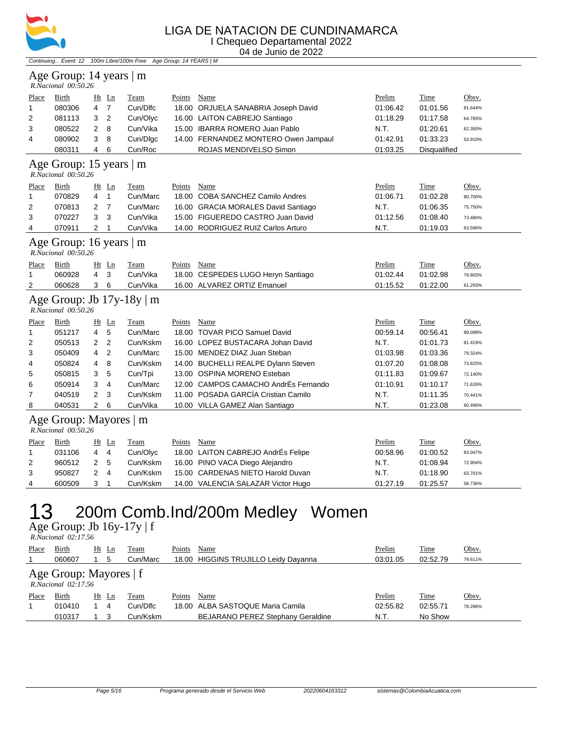# LIGA DE NATACION DE CUNDINAMARCA

I Chequeo Departamental 2022

04 de Junio de 2022

*Continuing... Event: 12 100m Libre/100m Free Age Group: 14 YEARS | M*

## Age Group: 14 years | m

*R.Nacional 00:50.26*

| Place | Birth | Ht | Ln | Team | Points | Name | Prelim | Time | Obsv. |
|---|---|---|---|---|---|---|---|---|---|
| 1 | 080306 | 4 | 7 | Cun/Dlfc | 18.00 | ORJUELA SANABRIA Joseph David | 01:06.42 | 01:01.56 | 81.644% |
| 2 | 081113 | 3 | 2 | Cun/Olyc | 16.00 | LAITON CABREJO Santiago | 01:18.29 | 01:17.58 | 64.785% |
| 3 | 080522 | 2 | 8 | Cun/Vika | 15.00 | IBARRA ROMERO Juan Pablo | N.T. | 01:20.61 | 62.350% |
| 4 | 080902 | 3 | 8 | Cun/Dlgc | 14.00 | FERNANDEZ MONTERO Owen Jampaul | 01:42.91 | 01:33.23 | 53.910% |
| | 080311 | 4 | 6 | Cun/Roc | | ROJAS MENDIVELSO Simon | 01:03.25 | Disqualified | |

## Age Group: 15 years | m

*R.Nacional 00:50.26*

| Place | Birth | Ht | Ln | Team | Points | Name | Prelim | Time | Obsv. |
|---|---|---|---|---|---|---|---|---|---|
| 1 | 070829 | 4 | 1 | Cun/Marc | 18.00 | COBA SANCHEZ Camilo Andres | 01:06.71 | 01:02.28 | 80.700% |
| 2 | 070813 | 2 | 7 | Cun/Marc | 16.00 | GRACIA MORALES David Santiago | N.T. | 01:06.35 | 75.750% |
| 3 | 070227 | 3 | 3 | Cun/Vika | 15.00 | FIGUEREDO CASTRO Juan David | 01:12.56 | 01:08.40 | 73.480% |
| 4 | 070911 | 2 | 1 | Cun/Vika | 14.00 | RODRIGUEZ RUIZ Carlos Arturo | N.T. | 01:19.03 | 63.596% |

## Age Group: 16 years | m

*R.Nacional 00:50.26*

| Place | Birth | Ht | Ln | Team | Points | Name | Prelim | Time | Obsv. |
|---|---|---|---|---|---|---|---|---|---|
| 1 | 060928 | 4 | 3 | Cun/Vika | 18.00 | CESPEDES LUGO Heryn Santiago | 01:02.44 | 01:02.98 | 79.803% |
| 2 | 060628 | 3 | 6 | Cun/Vika | 16.00 | ALVAREZ ORTIZ Emanuel | 01:15.52 | 01:22.00 | 61.293% |

## Age Group: Jb 17y-18y | m

*R.Nacional 00:50.26*

| Place | Birth | Ht | Ln | Team | Points | Name | Prelim | Time | Obsv. |
|---|---|---|---|---|---|---|---|---|---|
| 1 | 051217 | 4 | 5 | Cun/Marc | 18.00 | TOVAR PICO Samuel David | 00:59.14 | 00:56.41 | 89.098% |
| 2 | 050513 | 2 | 2 | Cun/Kskm | 16.00 | LOPEZ BUSTACARA Johan David | N.T. | 01:01.73 | 81.419% |
| 3 | 050409 | 4 | 2 | Cun/Marc | 15.00 | MENDEZ DIAZ Juan Steban | 01:03.98 | 01:03.36 | 79.324% |
| 4 | 050824 | 4 | 8 | Cun/Kskm | 14.00 | BUCHELLI REALPE Dylann Steven | 01:07.20 | 01:08.08 | 73.825% |
| 5 | 050815 | 3 | 5 | Cun/Tpi | 13.00 | OSPINA MORENO Esteban | 01:11.83 | 01:09.67 | 72.140% |
| 6 | 050914 | 3 | 4 | Cun/Marc | 12.00 | CAMPOS CAMACHO AndrÉs Fernando | 01:10.91 | 01:10.17 | 71.626% |
| 7 | 040519 | 2 | 3 | Cun/Kskm | 11.00 | POSADA GARCÍA Cristian Camilo | N.T. | 01:11.35 | 70.441% |
| 8 | 040531 | 2 | 6 | Cun/Vika | 10.00 | VILLA GAMEZ Alan Santiago | N.T. | 01:23.08 | 60.496% |

## Age Group: Mayores | m

*R.Nacional 00:50.26*

| Place | Birth | Ht | Ln | Team | Points | Name | Prelim | Time | Obsv. |
|---|---|---|---|---|---|---|---|---|---|
| 1 | 031106 | 4 | 4 | Cun/Olyc | 18.00 | LAITON CABREJO AndrÉs Felipe | 00:58.96 | 01:00.52 | 83.047% |
| 2 | 960512 | 2 | 5 | Cun/Kskm | 16.00 | PINO VACA Diego Alejandro | N.T. | 01:08.94 | 72.904% |
| 3 | 950827 | 2 | 4 | Cun/Kskm | 15.00 | CARDENAS NIETO Harold Duvan | N.T. | 01:18.90 | 63.701% |
| 4 | 600509 | 3 | 1 | Cun/Kskm | 14.00 | VALENCIA SALAZAR Victor Hugo | 01:27.19 | 01:25.57 | 58.736% |

# 13 200m Comb.Ind/200m Medley Women

## Age Group: Jb 16y-17y | f

*R.Nacional 02:17.56*

| Place | Birth | Ht | Ln | Team | Points | Name | Prelim | Time | Obsv. |
|---|---|---|---|---|---|---|---|---|---|
| 1 | 060607 | 1 | 5 | Cun/Marc | 18.00 | HIGGINS TRUJILLO Leidy Dayanna | 03:01.05 | 02:52.79 | 79.611% |

## Age Group: Mayores | f

*R.Nacional 02:17.56*

| Place | Birth | Ht | Ln | Team | Points | Name | Prelim | Time | Obsv. |
|---|---|---|---|---|---|---|---|---|---|
| 1 | 010410 | 1 | 4 | Cun/Dlfc | 18.00 | ALBA SASTOQUE Maria Camila | 02:55.82 | 02:55.71 | 78.288% |
| | 010317 | 1 | 3 | Cun/Kskm | | BEJARANO PEREZ Stephany Geraldine | N.T. | No Show | |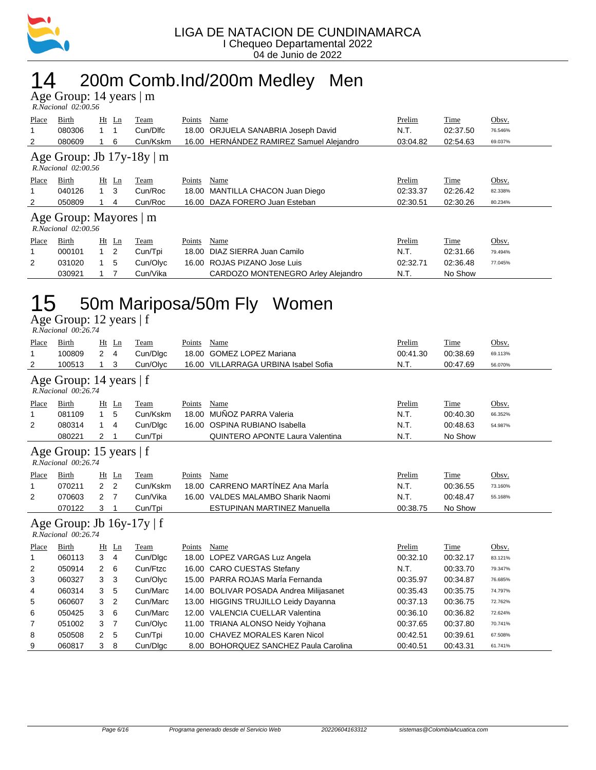LIGA DE NATACION DE CUNDINAMARCA
I Chequeo Departamental 2022
04 de Junio de 2022

# 14 200m Comb.Ind/200m Medley Men

## Age Group: 14 years | m

*R.Nacional 02:00.56*

| Place | Birth | Ht | Ln | Team | Points | Name | Prelim | Time | Obsv. |
|---|---|---|---|---|---|---|---|---|---|
| 1 | 080306 | 1 | 1 | Cun/Dlfc | 18.00 | ORJUELA SANABRIA Joseph David | N.T. | 02:37.50 | 76.546% |
| 2 | 080609 | 1 | 6 | Cun/Kskm | 16.00 | HERNÁNDEZ RAMIREZ Samuel Alejandro | 03:04.82 | 02:54.63 | 69.037% |

## Age Group: Jb 17y-18y | m

*R.Nacional 02:00.56*

| Place | Birth | Ht | Ln | Team | Points | Name | Prelim | Time | Obsv. |
|---|---|---|---|---|---|---|---|---|---|
| 1 | 040126 | 1 | 3 | Cun/Roc | 18.00 | MANTILLA CHACON Juan Diego | 02:33.37 | 02:26.42 | 82.338% |
| 2 | 050809 | 1 | 4 | Cun/Roc | 16.00 | DAZA FORERO Juan Esteban | 02:30.51 | 02:30.26 | 80.234% |

## Age Group: Mayores | m

*R.Nacional 02:00.56*

| Place | Birth | Ht | Ln | Team | Points | Name | Prelim | Time | Obsv. |
|---|---|---|---|---|---|---|---|---|---|
| 1 | 000101 | 1 | 2 | Cun/Tpi | 18.00 | DIAZ SIERRA Juan Camilo | N.T. | 02:31.66 | 79.494% |
| 2 | 031020 | 1 | 5 | Cun/Olyc | 16.00 | ROJAS PIZANO Jose Luis | 02:32.71 | 02:36.48 | 77.045% |
| | 030921 | 1 | 7 | Cun/Vika | | CARDOZO MONTENEGRO Arley Alejandro | N.T. | No Show | |

# 15 50m Mariposa/50m Fly Women

## Age Group: 12 years | f

*R.Nacional 00:26.74*

| Place | Birth | Ht | Ln | Team | Points | Name | Prelim | Time | Obsv. |
|---|---|---|---|---|---|---|---|---|---|
| 1 | 100809 | 2 | 4 | Cun/Dlgc | 18.00 | GOMEZ LOPEZ Mariana | 00:41.30 | 00:38.69 | 69.113% |
| 2 | 100513 | 1 | 3 | Cun/Olyc | 16.00 | VILLARRAGA URBINA Isabel Sofia | N.T. | 00:47.69 | 56.070% |

## Age Group: 14 years | f

*R.Nacional 00:26.74*

| Place | Birth | Ht | Ln | Team | Points | Name | Prelim | Time | Obsv. |
|---|---|---|---|---|---|---|---|---|---|
| 1 | 081109 | 1 | 5 | Cun/Kskm | 18.00 | MUÑOZ PARRA Valeria | N.T. | 00:40.30 | 66.352% |
| 2 | 080314 | 1 | 4 | Cun/Dlgc | 16.00 | OSPINA RUBIANO Isabella | N.T. | 00:48.63 | 54.987% |
| | 080221 | 2 | 1 | Cun/Tpi | | QUINTERO APONTE Laura Valentina | N.T. | No Show | |

## Age Group: 15 years | f

*R.Nacional 00:26.74*

| Place | Birth | Ht | Ln | Team | Points | Name | Prelim | Time | Obsv. |
|---|---|---|---|---|---|---|---|---|---|
| 1 | 070211 | 2 | 2 | Cun/Kskm | 18.00 | CARRENO MARTÍNEZ Ana María | N.T. | 00:36.55 | 73.160% |
| 2 | 070603 | 2 | 7 | Cun/Vika | 16.00 | VALDES MALAMBO Sharik Naomi | N.T. | 00:48.47 | 55.168% |
| | 070122 | 3 | 1 | Cun/Tpi | | ESTUPINAN MARTINEZ Manuella | 00:38.75 | No Show | |

## Age Group: Jb 16y-17y | f

*R.Nacional 00:26.74*

| Place | Birth | Ht | Ln | Team | Points | Name | Prelim | Time | Obsv. |
|---|---|---|---|---|---|---|---|---|---|
| 1 | 060113 | 3 | 4 | Cun/Dlgc | 18.00 | LOPEZ VARGAS Luz Angela | 00:32.10 | 00:32.17 | 83.121% |
| 2 | 050914 | 2 | 6 | Cun/Ftzc | 16.00 | CARO CUESTAS Stefany | N.T. | 00:33.70 | 79.347% |
| 3 | 060327 | 3 | 3 | Cun/Olyc | 15.00 | PARRA ROJAS María Fernanda | 00:35.97 | 00:34.87 | 76.685% |
| 4 | 060314 | 3 | 5 | Cun/Marc | 14.00 | BOLIVAR POSADA Andrea Milijasanet | 00:35.43 | 00:35.75 | 74.797% |
| 5 | 060607 | 3 | 2 | Cun/Marc | 13.00 | HIGGINS TRUJILLO Leidy Dayanna | 00:37.13 | 00:36.75 | 72.762% |
| 6 | 050425 | 3 | 6 | Cun/Marc | 12.00 | VALENCIA CUELLAR Valentina | 00:36.10 | 00:36.82 | 72.624% |
| 7 | 051002 | 3 | 7 | Cun/Olyc | 11.00 | TRIANA ALONSO Neidy Yojhana | 00:37.65 | 00:37.80 | 70.741% |
| 8 | 050508 | 2 | 5 | Cun/Tpi | 10.00 | CHAVEZ MORALES Karen Nicol | 00:42.51 | 00:39.61 | 67.508% |
| 9 | 060817 | 3 | 8 | Cun/Dlgc | 8.00 | BOHORQUEZ SANCHEZ Paula Carolina | 00:40.51 | 00:43.31 | 61.741% |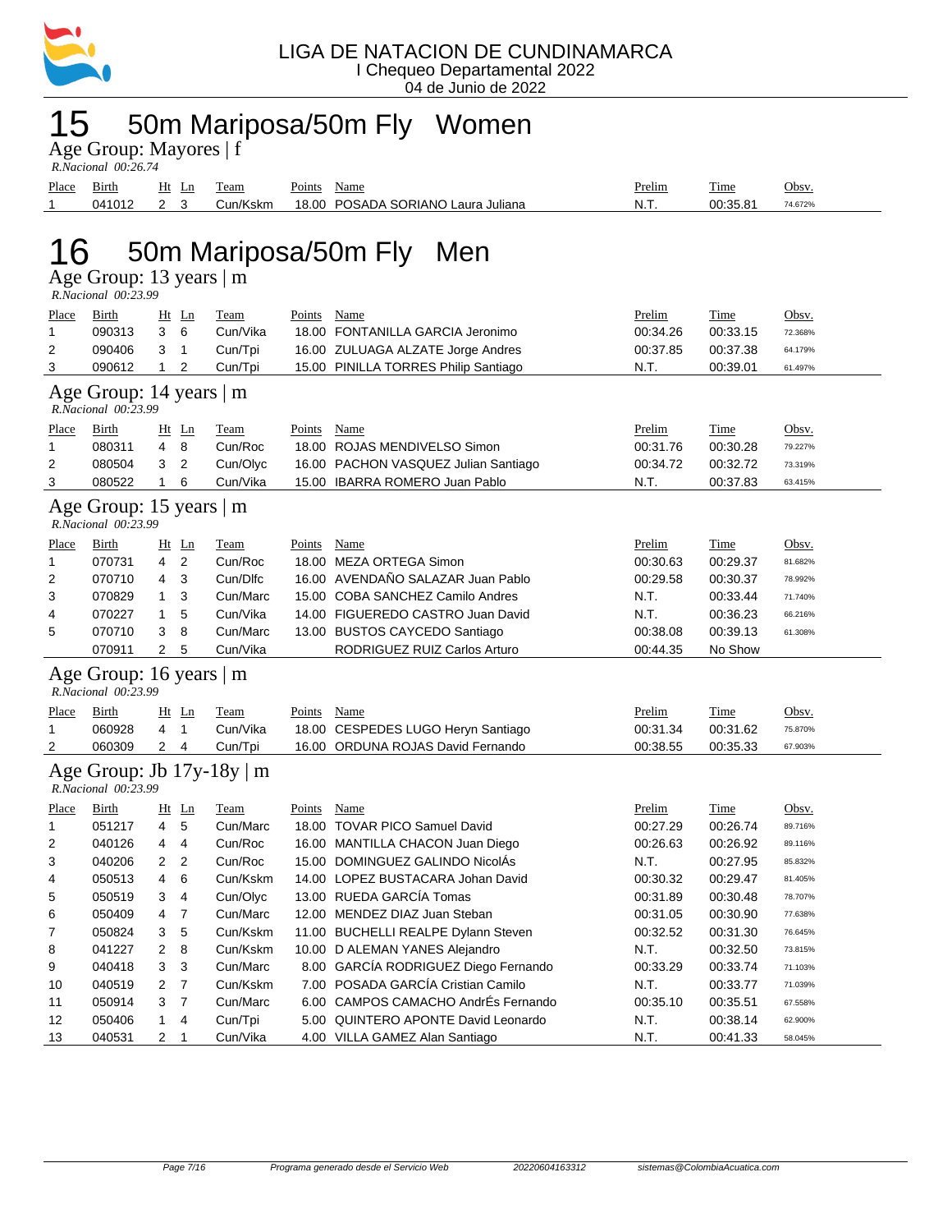LIGA DE NATACION DE CUNDINAMARCA
I Chequeo Departamental 2022
04 de Junio de 2022

# 15 50m Mariposa/50m Fly Women

## Age Group: Mayores | f

*R.Nacional 00:26.74*

| Place | Birth | Ht | Ln | Team | Points | Name | Prelim | Time | Obsv. |
|---|---|---|---|---|---|---|---|---|---|
| 1 | 041012 | 2 | 3 | Cun/Kskm | 18.00 | POSADA SORIANO Laura Juliana | N.T. | 00:35.81 | 74.672% |

# 16 50m Mariposa/50m Fly Men

## Age Group: 13 years | m

*R.Nacional 00:23.99*

| Place | Birth | Ht | Ln | Team | Points | Name | Prelim | Time | Obsv. |
|---|---|---|---|---|---|---|---|---|---|
| 1 | 090313 | 3 | 6 | Cun/Vika | 18.00 | FONTANILLA GARCIA Jeronimo | 00:34.26 | 00:33.15 | 72.368% |
| 2 | 090406 | 3 | 1 | Cun/Tpi | 16.00 | ZULUAGA ALZATE Jorge Andres | 00:37.85 | 00:37.38 | 64.179% |
| 3 | 090612 | 1 | 2 | Cun/Tpi | 15.00 | PINILLA TORRES Philip Santiago | N.T. | 00:39.01 | 61.497% |

## Age Group: 14 years | m

*R.Nacional 00:23.99*

| Place | Birth | Ht | Ln | Team | Points | Name | Prelim | Time | Obsv. |
|---|---|---|---|---|---|---|---|---|---|
| 1 | 080311 | 4 | 8 | Cun/Roc | 18.00 | ROJAS MENDIVELSO Simon | 00:31.76 | 00:30.28 | 79.227% |
| 2 | 080504 | 3 | 2 | Cun/Olyc | 16.00 | PACHON VASQUEZ Julian Santiago | 00:34.72 | 00:32.72 | 73.319% |
| 3 | 080522 | 1 | 6 | Cun/Vika | 15.00 | IBARRA ROMERO Juan Pablo | N.T. | 00:37.83 | 63.415% |

## Age Group: 15 years | m

*R.Nacional 00:23.99*

| Place | Birth | Ht | Ln | Team | Points | Name | Prelim | Time | Obsv. |
|---|---|---|---|---|---|---|---|---|---|
| 1 | 070731 | 4 | 2 | Cun/Roc | 18.00 | MEZA ORTEGA Simon | 00:30.63 | 00:29.37 | 81.682% |
| 2 | 070710 | 4 | 3 | Cun/Dlfc | 16.00 | AVENDAÑO SALAZAR Juan Pablo | 00:29.58 | 00:30.37 | 78.992% |
| 3 | 070829 | 1 | 3 | Cun/Marc | 15.00 | COBA SANCHEZ Camilo Andres | N.T. | 00:33.44 | 71.740% |
| 4 | 070227 | 1 | 5 | Cun/Vika | 14.00 | FIGUEREDO CASTRO Juan David | N.T. | 00:36.23 | 66.216% |
| 5 | 070710 | 3 | 8 | Cun/Marc | 13.00 | BUSTOS CAYCEDO Santiago | 00:38.08 | 00:39.13 | 61.308% |
| | 070911 | 2 | 5 | Cun/Vika | | RODRIGUEZ RUIZ Carlos Arturo | 00:44.35 | No Show | |

## Age Group: 16 years | m

*R.Nacional 00:23.99*

| Place | Birth | Ht | Ln | Team | Points | Name | Prelim | Time | Obsv. |
|---|---|---|---|---|---|---|---|---|---|
| 1 | 060928 | 4 | 1 | Cun/Vika | 18.00 | CESPEDES LUGO Heryn Santiago | 00:31.34 | 00:31.62 | 75.870% |
| 2 | 060309 | 2 | 4 | Cun/Tpi | 16.00 | ORDUNA ROJAS David Fernando | 00:38.55 | 00:35.33 | 67.903% |

## Age Group: Jb 17y-18y | m

*R.Nacional 00:23.99*

| Place | Birth | Ht | Ln | Team | Points | Name | Prelim | Time | Obsv. |
|---|---|---|---|---|---|---|---|---|---|
| 1 | 051217 | 4 | 5 | Cun/Marc | 18.00 | TOVAR PICO Samuel David | 00:27.29 | 00:26.74 | 89.716% |
| 2 | 040126 | 4 | 4 | Cun/Roc | 16.00 | MANTILLA CHACON Juan Diego | 00:26.63 | 00:26.92 | 89.116% |
| 3 | 040206 | 2 | 2 | Cun/Roc | 15.00 | DOMINGUEZ GALINDO NicolÁs | N.T. | 00:27.95 | 85.832% |
| 4 | 050513 | 4 | 6 | Cun/Kskm | 14.00 | LOPEZ BUSTACARA Johan David | 00:30.32 | 00:29.47 | 81.405% |
| 5 | 050519 | 3 | 4 | Cun/Olyc | 13.00 | RUEDA GARCÍA Tomas | 00:31.89 | 00:30.48 | 78.707% |
| 6 | 050409 | 4 | 7 | Cun/Marc | 12.00 | MENDEZ DIAZ Juan Steban | 00:31.05 | 00:30.90 | 77.638% |
| 7 | 050824 | 3 | 5 | Cun/Kskm | 11.00 | BUCHELLI REALPE Dylann Steven | 00:32.52 | 00:31.30 | 76.645% |
| 8 | 041227 | 2 | 8 | Cun/Kskm | 10.00 | D ALEMAN YANES Alejandro | N.T. | 00:32.50 | 73.815% |
| 9 | 040418 | 3 | 3 | Cun/Marc | 8.00 | GARCÍA RODRIGUEZ Diego Fernando | 00:33.29 | 00:33.74 | 71.103% |
| 10 | 040519 | 2 | 7 | Cun/Kskm | 7.00 | POSADA GARCÍA Cristian Camilo | N.T. | 00:33.77 | 71.039% |
| 11 | 050914 | 3 | 7 | Cun/Marc | 6.00 | CAMPOS CAMACHO AndrÉs Fernando | 00:35.10 | 00:35.51 | 67.558% |
| 12 | 050406 | 1 | 4 | Cun/Tpi | 5.00 | QUINTERO APONTE David Leonardo | N.T. | 00:38.14 | 62.900% |
| 13 | 040531 | 2 | 1 | Cun/Vika | 4.00 | VILLA GAMEZ Alan Santiago | N.T. | 00:41.33 | 58.045% |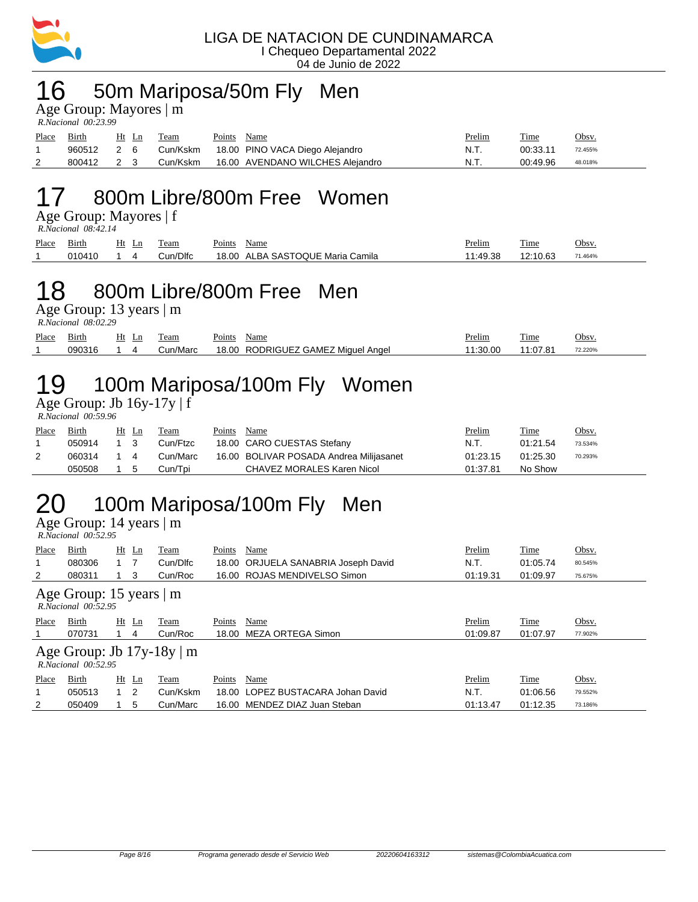LIGA DE NATACION DE CUNDINAMARCA
I Chequeo Departamental 2022
04 de Junio de 2022

# 16 50m Mariposa/50m Fly Men

Age Group: Mayores | m
*R.Nacional 00:23.99*

| Place | Birth | Ht | Ln | Team | Points | Name | Prelim | Time | Obsv. |
|---|---|---|---|---|---|---|---|---|---|
| 1 | 960512 | 2 | 6 | Cun/Kskm | 18.00 | PINO VACA Diego Alejandro | N.T. | 00:33.11 | 72.455% |
| 2 | 800412 | 2 | 3 | Cun/Kskm | 16.00 | AVENDANO WILCHES Alejandro | N.T. | 00:49.96 | 48.018% |

# 17 800m Libre/800m Free Women

Age Group: Mayores | f
*R.Nacional 08:42.14*

| Place | Birth | Ht | Ln | Team | Points | Name | Prelim | Time | Obsv. |
|---|---|---|---|---|---|---|---|---|---|
| 1 | 010410 | 1 | 4 | Cun/Dlfc | 18.00 | ALBA SASTOQUE Maria Camila | 11:49.38 | 12:10.63 | 71.464% |

# 18 800m Libre/800m Free Men

Age Group: 13 years | m
*R.Nacional 08:02.29*

| Place | Birth | Ht | Ln | Team | Points | Name | Prelim | Time | Obsv. |
|---|---|---|---|---|---|---|---|---|---|
| 1 | 090316 | 1 | 4 | Cun/Marc | 18.00 | RODRIGUEZ GAMEZ Miguel Angel | 11:30.00 | 11:07.81 | 72.220% |

# 19 100m Mariposa/100m Fly Women

Age Group: Jb 16y-17y | f
*R.Nacional 00:59.96*

| Place | Birth | Ht | Ln | Team | Points | Name | Prelim | Time | Obsv. |
|---|---|---|---|---|---|---|---|---|---|
| 1 | 050914 | 1 | 3 | Cun/Ftzc | 18.00 | CARO CUESTAS Stefany | N.T. | 01:21.54 | 73.534% |
| 2 | 060314 | 1 | 4 | Cun/Marc | 16.00 | BOLIVAR POSADA Andrea Milijasanet | 01:23.15 | 01:25.30 | 70.293% |
| | 050508 | 1 | 5 | Cun/Tpi | | CHAVEZ MORALES Karen Nicol | 01:37.81 | No Show | |

# 20 100m Mariposa/100m Fly Men

Age Group: 14 years | m
*R.Nacional 00:52.95*

| Place | Birth | Ht | Ln | Team | Points | Name | Prelim | Time | Obsv. |
|---|---|---|---|---|---|---|---|---|---|
| 1 | 080306 | 1 | 7 | Cun/Dlfc | 18.00 | ORJUELA SANABRIA Joseph David | N.T. | 01:05.74 | 80.545% |
| 2 | 080311 | 1 | 3 | Cun/Roc | 16.00 | ROJAS MENDIVELSO Simon | 01:19.31 | 01:09.97 | 75.675% |

Age Group: 15 years | m
*R.Nacional 00:52.95*

| Place | Birth | Ht | Ln | Team | Points | Name | Prelim | Time | Obsv. |
|---|---|---|---|---|---|---|---|---|---|
| 1 | 070731 | 1 | 4 | Cun/Roc | 18.00 | MEZA ORTEGA Simon | 01:09.87 | 01:07.97 | 77.902% |

Age Group: Jb 17y-18y | m
*R.Nacional 00:52.95*

| Place | Birth | Ht | Ln | Team | Points | Name | Prelim | Time | Obsv. |
|---|---|---|---|---|---|---|---|---|---|
| 1 | 050513 | 1 | 2 | Cun/Kskm | 18.00 | LOPEZ BUSTACARA Johan David | N.T. | 01:06.56 | 79.552% |
| 2 | 050409 | 1 | 5 | Cun/Marc | 16.00 | MENDEZ DIAZ Juan Steban | 01:13.47 | 01:12.35 | 73.186% |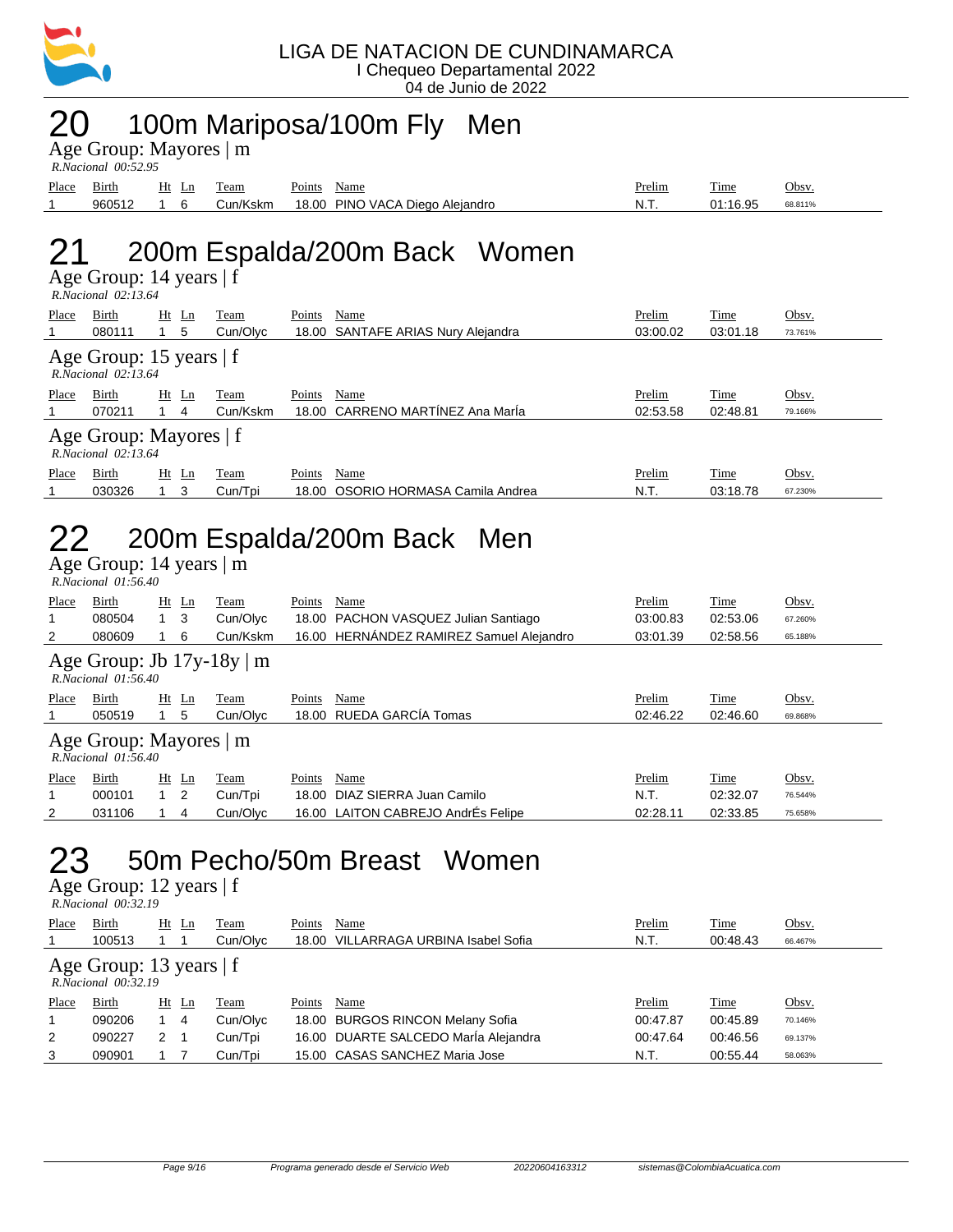LIGA DE NATACION DE CUNDINAMARCA
I Chequeo Departamental 2022
04 de Junio de 2022

# 20 100m Mariposa/100m Fly Men

Age Group: Mayores | m
*R.Nacional 00:52.95*

| Place | Birth | Ht | Ln | Team | Points | Name | Prelim | Time | Obsv. |
|---|---|---|---|---|---|---|---|---|---|
| 1 | 960512 | 1 | 6 | Cun/Kskm | 18.00 | PINO VACA Diego Alejandro | N.T. | 01:16.95 | 68.811% |

# 21 200m Espalda/200m Back Women

Age Group: 14 years | f
*R.Nacional 02:13.64*

| Place | Birth | Ht | Ln | Team | Points | Name | Prelim | Time | Obsv. |
|---|---|---|---|---|---|---|---|---|---|
| 1 | 080111 | 1 | 5 | Cun/Olyc | 18.00 | SANTAFE ARIAS Nury Alejandra | 03:00.02 | 03:01.18 | 73.761% |

Age Group: 15 years | f
*R.Nacional 02:13.64*

| Place | Birth | Ht | Ln | Team | Points | Name | Prelim | Time | Obsv. |
|---|---|---|---|---|---|---|---|---|---|
| 1 | 070211 | 1 | 4 | Cun/Kskm | 18.00 | CARRENO MARTÍNEZ Ana MarÍa | 02:53.58 | 02:48.81 | 79.166% |

Age Group: Mayores | f
*R.Nacional 02:13.64*

| Place | Birth | Ht | Ln | Team | Points | Name | Prelim | Time | Obsv. |
|---|---|---|---|---|---|---|---|---|---|
| 1 | 030326 | 1 | 3 | Cun/Tpi | 18.00 | OSORIO HORMASA Camila Andrea | N.T. | 03:18.78 | 67.230% |

# 22 200m Espalda/200m Back Men

Age Group: 14 years | m
*R.Nacional 01:56.40*

| Place | Birth | Ht | Ln | Team | Points | Name | Prelim | Time | Obsv. |
|---|---|---|---|---|---|---|---|---|---|
| 1 | 080504 | 1 | 3 | Cun/Olyc | 18.00 | PACHON VASQUEZ Julian Santiago | 03:00.83 | 02:53.06 | 67.260% |
| 2 | 080609 | 1 | 6 | Cun/Kskm | 16.00 | HERNÁNDEZ RAMIREZ Samuel Alejandro | 03:01.39 | 02:58.56 | 65.188% |

Age Group: Jb 17y-18y | m
*R.Nacional 01:56.40*

| Place | Birth | Ht | Ln | Team | Points | Name | Prelim | Time | Obsv. |
|---|---|---|---|---|---|---|---|---|---|
| 1 | 050519 | 1 | 5 | Cun/Olyc | 18.00 | RUEDA GARCÍA Tomas | 02:46.22 | 02:46.60 | 69.868% |

Age Group: Mayores | m
*R.Nacional 01:56.40*

| Place | Birth | Ht | Ln | Team | Points | Name | Prelim | Time | Obsv. |
|---|---|---|---|---|---|---|---|---|---|
| 1 | 000101 | 1 | 2 | Cun/Tpi | 18.00 | DIAZ SIERRA Juan Camilo | N.T. | 02:32.07 | 76.544% |
| 2 | 031106 | 1 | 4 | Cun/Olyc | 16.00 | LAITON CABREJO AndrÉs Felipe | 02:28.11 | 02:33.85 | 75.658% |

# 23 50m Pecho/50m Breast Women

Age Group: 12 years | f
*R.Nacional 00:32.19*

| Place | Birth | Ht | Ln | Team | Points | Name | Prelim | Time | Obsv. |
|---|---|---|---|---|---|---|---|---|---|
| 1 | 100513 | 1 | 1 | Cun/Olyc | 18.00 | VILLARRAGA URBINA Isabel Sofia | N.T. | 00:48.43 | 66.467% |

Age Group: 13 years | f
*R.Nacional 00:32.19*

| Place | Birth | Ht | Ln | Team | Points | Name | Prelim | Time | Obsv. |
|---|---|---|---|---|---|---|---|---|---|
| 1 | 090206 | 1 | 4 | Cun/Olyc | 18.00 | BURGOS RINCON Melany Sofia | 00:47.87 | 00:45.89 | 70.146% |
| 2 | 090227 | 2 | 1 | Cun/Tpi | 16.00 | DUARTE SALCEDO MarÍa Alejandra | 00:47.64 | 00:46.56 | 69.137% |
| 3 | 090901 | 1 | 7 | Cun/Tpi | 15.00 | CASAS SANCHEZ Maria Jose | N.T. | 00:55.44 | 58.063% |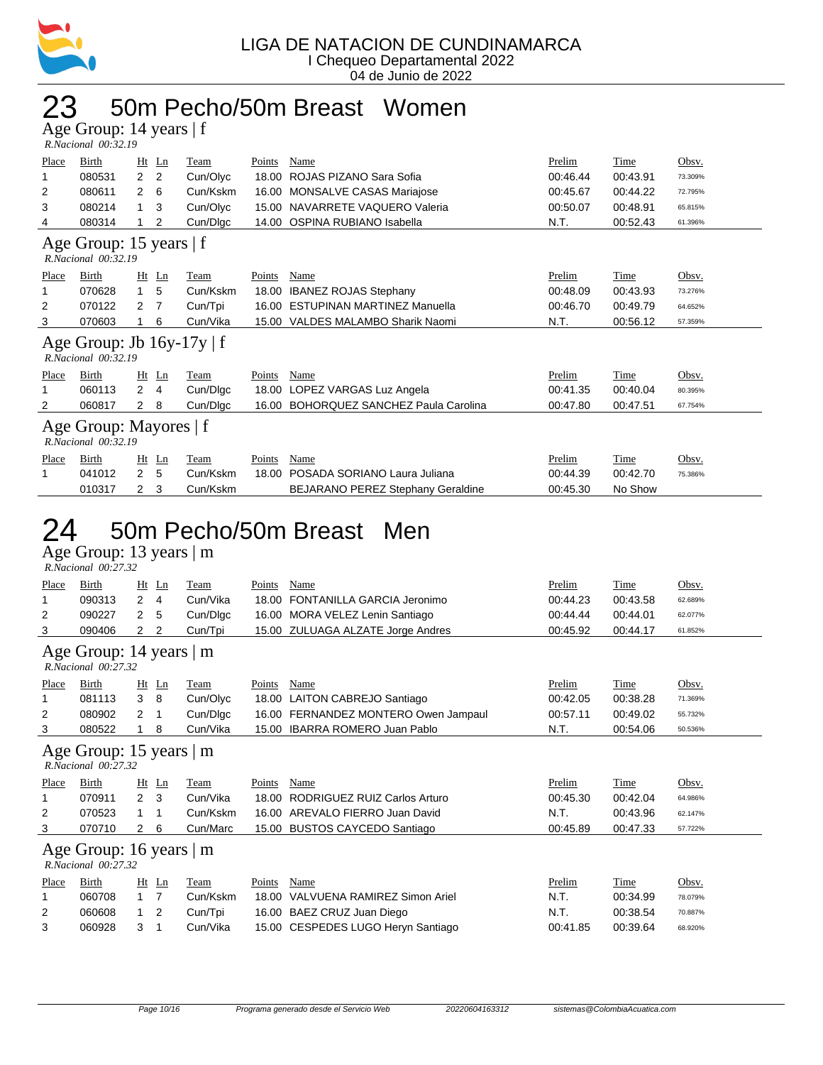LIGA DE NATACION DE CUNDINAMARCA
I Chequeo Departamental 2022
04 de Junio de 2022

# 23 50m Pecho/50m Breast Women

### Age Group: 14 years | f

*R.Nacional 00:32.19*

| Place | Birth | Ht | Ln | Team | Points | Name | Prelim | Time | Obsv. |
|---|---|---|---|---|---|---|---|---|---|
| 1 | 080531 | 2 | 2 | Cun/Olyc | 18.00 | ROJAS PIZANO Sara Sofia | 00:46.44 | 00:43.91 | 73.309% |
| 2 | 080611 | 2 | 6 | Cun/Kskm | 16.00 | MONSALVE CASAS Mariajose | 00:45.67 | 00:44.22 | 72.795% |
| 3 | 080214 | 1 | 3 | Cun/Olyc | 15.00 | NAVARRETE VAQUERO Valeria | 00:50.07 | 00:48.91 | 65.815% |
| 4 | 080314 | 1 | 2 | Cun/Dlgc | 14.00 | OSPINA RUBIANO Isabella | N.T. | 00:52.43 | 61.396% |

### Age Group: 15 years | f

*R.Nacional 00:32.19*

| Place | Birth | Ht | Ln | Team | Points | Name | Prelim | Time | Obsv. |
|---|---|---|---|---|---|---|---|---|---|
| 1 | 070628 | 1 | 5 | Cun/Kskm | 18.00 | IBANEZ ROJAS Stephany | 00:48.09 | 00:43.93 | 73.276% |
| 2 | 070122 | 2 | 7 | Cun/Tpi | 16.00 | ESTUPINAN MARTINEZ Manuella | 00:46.70 | 00:49.79 | 64.652% |
| 3 | 070603 | 1 | 6 | Cun/Vika | 15.00 | VALDES MALAMBO Sharik Naomi | N.T. | 00:56.12 | 57.359% |

### Age Group: Jb 16y-17y | f

*R.Nacional 00:32.19*

| Place | Birth | Ht | Ln | Team | Points | Name | Prelim | Time | Obsv. |
|---|---|---|---|---|---|---|---|---|---|
| 1 | 060113 | 2 | 4 | Cun/Dlgc | 18.00 | LOPEZ VARGAS Luz Angela | 00:41.35 | 00:40.04 | 80.395% |
| 2 | 060817 | 2 | 8 | Cun/Dlgc | 16.00 | BOHORQUEZ SANCHEZ Paula Carolina | 00:47.80 | 00:47.51 | 67.754% |

### Age Group: Mayores | f

*R.Nacional 00:32.19*

| Place | Birth | Ht | Ln | Team | Points | Name | Prelim | Time | Obsv. |
|---|---|---|---|---|---|---|---|---|---|
| 1 | 041012 | 2 | 5 | Cun/Kskm | 18.00 | POSADA SORIANO Laura Juliana | 00:44.39 | 00:42.70 | 75.386% |
|  | 010317 | 2 | 3 | Cun/Kskm |  | BEJARANO PEREZ Stephany Geraldine | 00:45.30 | No Show |  |

# 24 50m Pecho/50m Breast Men

### Age Group: 13 years | m

*R.Nacional 00:27.32*

| Place | Birth | Ht | Ln | Team | Points | Name | Prelim | Time | Obsv. |
|---|---|---|---|---|---|---|---|---|---|
| 1 | 090313 | 2 | 4 | Cun/Vika | 18.00 | FONTANILLA GARCIA Jeronimo | 00:44.23 | 00:43.58 | 62.689% |
| 2 | 090227 | 2 | 5 | Cun/Dlgc | 16.00 | MORA VELEZ Lenin Santiago | 00:44.44 | 00:44.01 | 62.077% |
| 3 | 090406 | 2 | 2 | Cun/Tpi | 15.00 | ZULUAGA ALZATE Jorge Andres | 00:45.92 | 00:44.17 | 61.852% |

### Age Group: 14 years | m

*R.Nacional 00:27.32*

| Place | Birth | Ht | Ln | Team | Points | Name | Prelim | Time | Obsv. |
|---|---|---|---|---|---|---|---|---|---|
| 1 | 081113 | 3 | 8 | Cun/Olyc | 18.00 | LAITON CABREJO Santiago | 00:42.05 | 00:38.28 | 71.369% |
| 2 | 080902 | 2 | 1 | Cun/Dlgc | 16.00 | FERNANDEZ MONTERO Owen Jampaul | 00:57.11 | 00:49.02 | 55.732% |
| 3 | 080522 | 1 | 8 | Cun/Vika | 15.00 | IBARRA ROMERO Juan Pablo | N.T. | 00:54.06 | 50.536% |

### Age Group: 15 years | m

*R.Nacional 00:27.32*

| Place | Birth | Ht | Ln | Team | Points | Name | Prelim | Time | Obsv. |
|---|---|---|---|---|---|---|---|---|---|
| 1 | 070911 | 2 | 3 | Cun/Vika | 18.00 | RODRIGUEZ RUIZ Carlos Arturo | 00:45.30 | 00:42.04 | 64.986% |
| 2 | 070523 | 1 | 1 | Cun/Kskm | 16.00 | AREVALO FIERRO Juan David | N.T. | 00:43.96 | 62.147% |
| 3 | 070710 | 2 | 6 | Cun/Marc | 15.00 | BUSTOS CAYCEDO Santiago | 00:45.89 | 00:47.33 | 57.722% |

### Age Group: 16 years | m

*R.Nacional 00:27.32*

| Place | Birth | Ht | Ln | Team | Points | Name | Prelim | Time | Obsv. |
|---|---|---|---|---|---|---|---|---|---|
| 1 | 060708 | 1 | 7 | Cun/Kskm | 18.00 | VALVUENA RAMIREZ Simon Ariel | N.T. | 00:34.99 | 78.079% |
| 2 | 060608 | 1 | 2 | Cun/Tpi | 16.00 | BAEZ CRUZ Juan Diego | N.T. | 00:38.54 | 70.887% |
| 3 | 060928 | 3 | 1 | Cun/Vika | 15.00 | CESPEDES LUGO Heryn Santiago | 00:41.85 | 00:39.64 | 68.920% |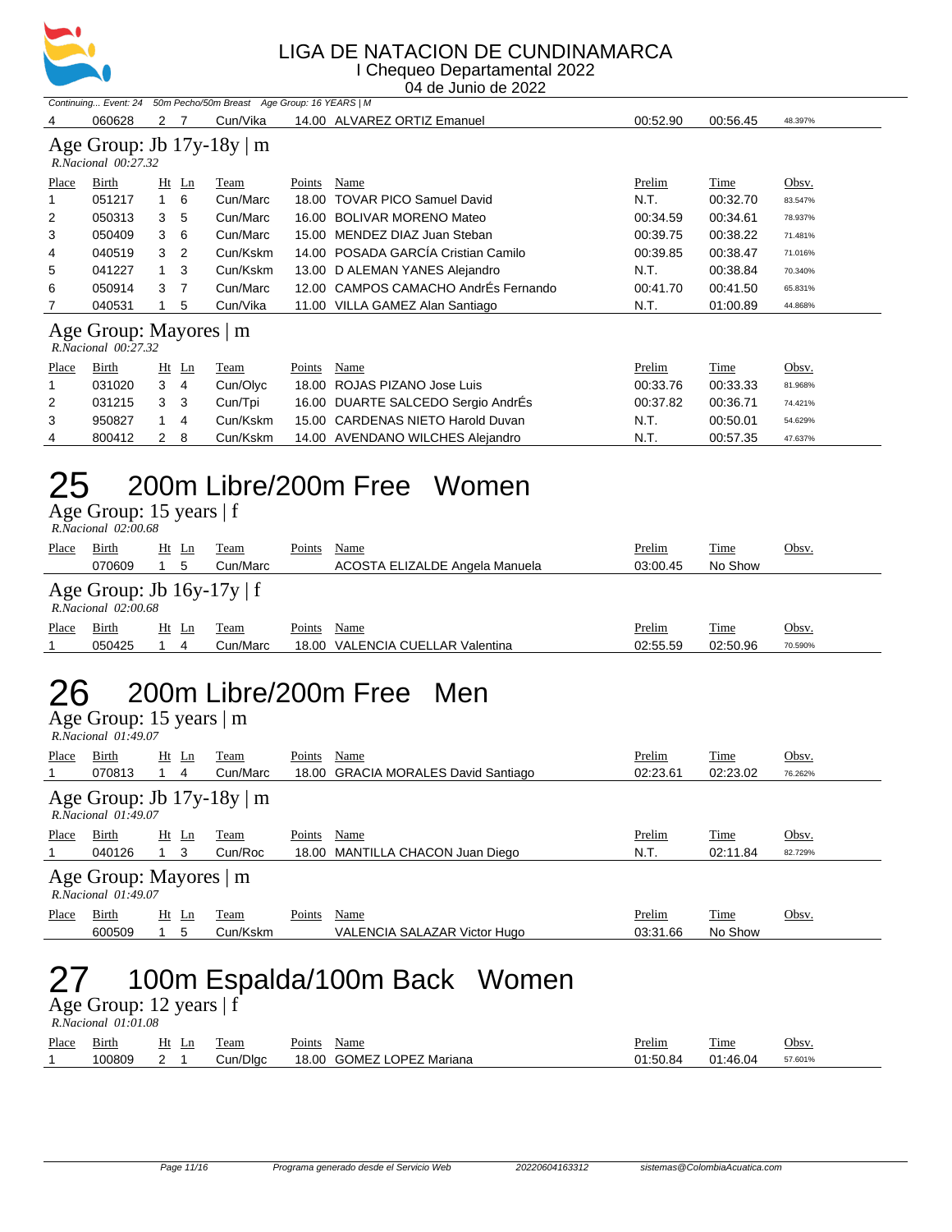Continuing... Event: 24 50m Pecho/50m Breast Age Group: 16 YEARS | M

| Place | Birth | Ht | Ln | Team | Points | Name | Prelim | Time | Obsv. |
|---|---|---|---|---|---|---|---|---|---|
| 4 | 060628 | 2 | 7 | Cun/Vika | 14.00 | ALVAREZ ORTIZ Emanuel | 00:52.90 | 00:56.45 | 48.397% |

### Age Group: Jb 17y-18y | m

*R.Nacional 00:27.32*

| Place | Birth | Ht | Ln | Team | Points | Name | Prelim | Time | Obsv. |
|---|---|---|---|---|---|---|---|---|---|
| 1 | 051217 | 1 | 6 | Cun/Marc | 18.00 | TOVAR PICO Samuel David | N.T. | 00:32.70 | 83.547% |
| 2 | 050313 | 3 | 5 | Cun/Marc | 16.00 | BOLIVAR MORENO Mateo | 00:34.59 | 00:34.61 | 78.937% |
| 3 | 050409 | 3 | 6 | Cun/Marc | 15.00 | MENDEZ DIAZ Juan Steban | 00:39.75 | 00:38.22 | 71.481% |
| 4 | 040519 | 3 | 2 | Cun/Kskm | 14.00 | POSADA GARCÍA Cristian Camilo | 00:39.85 | 00:38.47 | 71.016% |
| 5 | 041227 | 1 | 3 | Cun/Kskm | 13.00 | D ALEMAN YANES Alejandro | N.T. | 00:38.84 | 70.340% |
| 6 | 050914 | 3 | 7 | Cun/Marc | 12.00 | CAMPOS CAMACHO AndrÉs Fernando | 00:41.70 | 00:41.50 | 65.831% |
| 7 | 040531 | 1 | 5 | Cun/Vika | 11.00 | VILLA GAMEZ Alan Santiago | N.T. | 01:00.89 | 44.868% |

### Age Group: Mayores | m

*R.Nacional 00:27.32*

| Place | Birth | Ht | Ln | Team | Points | Name | Prelim | Time | Obsv. |
|---|---|---|---|---|---|---|---|---|---|
| 1 | 031020 | 3 | 4 | Cun/Olyc | 18.00 | ROJAS PIZANO Jose Luis | 00:33.76 | 00:33.33 | 81.968% |
| 2 | 031215 | 3 | 3 | Cun/Tpi | 16.00 | DUARTE SALCEDO Sergio AndrÉs | 00:37.82 | 00:36.71 | 74.421% |
| 3 | 950827 | 1 | 4 | Cun/Kskm | 15.00 | CARDENAS NIETO Harold Duvan | N.T. | 00:50.01 | 54.629% |
| 4 | 800412 | 2 | 8 | Cun/Kskm | 14.00 | AVENDANO WILCHES Alejandro | N.T. | 00:57.35 | 47.637% |

# 25 200m Libre/200m Free Women

### Age Group: 15 years | f

*R.Nacional 02:00.68*

| Place | Birth | Ht | Ln | Team | Points | Name | Prelim | Time | Obsv. |
|---|---|---|---|---|---|---|---|---|---|
| | 070609 | 1 | 5 | Cun/Marc | | ACOSTA ELIZALDE Angela Manuela | 03:00.45 | No Show | |

### Age Group: Jb 16y-17y | f

*R.Nacional 02:00.68*

| Place | Birth | Ht | Ln | Team | Points | Name | Prelim | Time | Obsv. |
|---|---|---|---|---|---|---|---|---|---|
| 1 | 050425 | 1 | 4 | Cun/Marc | 18.00 | VALENCIA CUELLAR Valentina | 02:55.59 | 02:50.96 | 70.590% |

# 26 200m Libre/200m Free Men

### Age Group: 15 years | m

*R.Nacional 01:49.07*

| Place | Birth | Ht | Ln | Team | Points | Name | Prelim | Time | Obsv. |
|---|---|---|---|---|---|---|---|---|---|
| 1 | 070813 | 1 | 4 | Cun/Marc | 18.00 | GRACIA MORALES David Santiago | 02:23.61 | 02:23.02 | 76.262% |

### Age Group: Jb 17y-18y | m

*R.Nacional 01:49.07*

| Place | Birth | Ht | Ln | Team | Points | Name | Prelim | Time | Obsv. |
|---|---|---|---|---|---|---|---|---|---|
| 1 | 040126 | 1 | 3 | Cun/Roc | 18.00 | MANTILLA CHACON Juan Diego | N.T. | 02:11.84 | 82.729% |

### Age Group: Mayores | m

*R.Nacional 01:49.07*

| Place | Birth | Ht | Ln | Team | Points | Name | Prelim | Time | Obsv. |
|---|---|---|---|---|---|---|---|---|---|
| | 600509 | 1 | 5 | Cun/Kskm | | VALENCIA SALAZAR Victor Hugo | 03:31.66 | No Show | |

# 27 100m Espalda/100m Back Women

### Age Group: 12 years | f

*R.Nacional 01:01.08*

| Place | Birth | Ht | Ln | Team | Points | Name | Prelim | Time | Obsv. |
|---|---|---|---|---|---|---|---|---|---|
| 1 | 100809 | 2 | 1 | Cun/Dlgc | 18.00 | GOMEZ LOPEZ Mariana | 01:50.84 | 01:46.04 | 57.601% |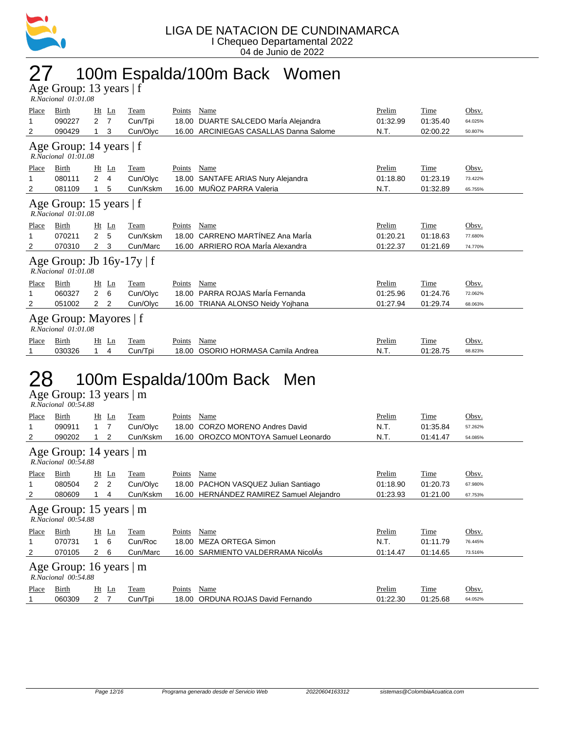LIGA DE NATACION DE CUNDINAMARCA
I Chequeo Departamental 2022
04 de Junio de 2022

# 27 100m Espalda/100m Back Women

## Age Group: 13 years | f

*R.Nacional 01:01.08*

| Place | Birth | Ht | Ln | Team | Points | Name | Prelim | Time | Obsv. |
|---|---|---|---|---|---|---|---|---|---|
| 1 | 090227 | 2 | 7 | Cun/Tpi | 18.00 | DUARTE SALCEDO MarÍa Alejandra | 01:32.99 | 01:35.40 | 64.025% |
| 2 | 090429 | 1 | 3 | Cun/Olyc | 16.00 | ARCINIEGAS CASALLAS Danna Salome | N.T. | 02:00.22 | 50.807% |

## Age Group: 14 years | f

*R.Nacional 01:01.08*

| Place | Birth | Ht | Ln | Team | Points | Name | Prelim | Time | Obsv. |
|---|---|---|---|---|---|---|---|---|---|
| 1 | 080111 | 2 | 4 | Cun/Olyc | 18.00 | SANTAFE ARIAS Nury Alejandra | 01:18.80 | 01:23.19 | 73.422% |
| 2 | 081109 | 1 | 5 | Cun/Kskm | 16.00 | MUÑOZ PARRA Valeria | N.T. | 01:32.89 | 65.755% |

## Age Group: 15 years | f

*R.Nacional 01:01.08*

| Place | Birth | Ht | Ln | Team | Points | Name | Prelim | Time | Obsv. |
|---|---|---|---|---|---|---|---|---|---|
| 1 | 070211 | 2 | 5 | Cun/Kskm | 18.00 | CARRENO MARTÍNEZ Ana MarÍa | 01:20.21 | 01:18.63 | 77.680% |
| 2 | 070310 | 2 | 3 | Cun/Marc | 16.00 | ARRIERO ROA MarÍa Alexandra | 01:22.37 | 01:21.69 | 74.770% |

## Age Group: Jb 16y-17y | f

*R.Nacional 01:01.08*

| Place | Birth | Ht | Ln | Team | Points | Name | Prelim | Time | Obsv. |
|---|---|---|---|---|---|---|---|---|---|
| 1 | 060327 | 2 | 6 | Cun/Olyc | 18.00 | PARRA ROJAS MarÍa Fernanda | 01:25.96 | 01:24.76 | 72.062% |
| 2 | 051002 | 2 | 2 | Cun/Olyc | 16.00 | TRIANA ALONSO Neidy Yojhana | 01:27.94 | 01:29.74 | 68.063% |

## Age Group: Mayores | f

*R.Nacional 01:01.08*

| Place | Birth | Ht | Ln | Team | Points | Name | Prelim | Time | Obsv. |
|---|---|---|---|---|---|---|---|---|---|
| 1 | 030326 | 1 | 4 | Cun/Tpi | 18.00 | OSORIO HORMASA Camila Andrea | N.T. | 01:28.75 | 68.823% |

# 28 100m Espalda/100m Back Men

## Age Group: 13 years | m

*R.Nacional 00:54.88*

| Place | Birth | Ht | Ln | Team | Points | Name | Prelim | Time | Obsv. |
|---|---|---|---|---|---|---|---|---|---|
| 1 | 090911 | 1 | 7 | Cun/Olyc | 18.00 | CORZO MORENO Andres David | N.T. | 01:35.84 | 57.262% |
| 2 | 090202 | 1 | 2 | Cun/Kskm | 16.00 | OROZCO MONTOYA Samuel Leonardo | N.T. | 01:41.47 | 54.085% |

## Age Group: 14 years | m

*R.Nacional 00:54.88*

| Place | Birth | Ht | Ln | Team | Points | Name | Prelim | Time | Obsv. |
|---|---|---|---|---|---|---|---|---|---|
| 1 | 080504 | 2 | 2 | Cun/Olyc | 18.00 | PACHON VASQUEZ Julian Santiago | 01:18.90 | 01:20.73 | 67.980% |
| 2 | 080609 | 1 | 4 | Cun/Kskm | 16.00 | HERNÁNDEZ RAMIREZ Samuel Alejandro | 01:23.93 | 01:21.00 | 67.753% |

## Age Group: 15 years | m

*R.Nacional 00:54.88*

| Place | Birth | Ht | Ln | Team | Points | Name | Prelim | Time | Obsv. |
|---|---|---|---|---|---|---|---|---|---|
| 1 | 070731 | 1 | 6 | Cun/Roc | 18.00 | MEZA ORTEGA Simon | N.T. | 01:11.79 | 76.445% |
| 2 | 070105 | 2 | 6 | Cun/Marc | 16.00 | SARMIENTO VALDERRAMA NicolÁs | 01:14.47 | 01:14.65 | 73.516% |

## Age Group: 16 years | m

*R.Nacional 00:54.88*

| Place | Birth | Ht | Ln | Team | Points | Name | Prelim | Time | Obsv. |
|---|---|---|---|---|---|---|---|---|---|
| 1 | 060309 | 2 | 7 | Cun/Tpi | 18.00 | ORDUNA ROJAS David Fernando | 01:22.30 | 01:25.68 | 64.052% |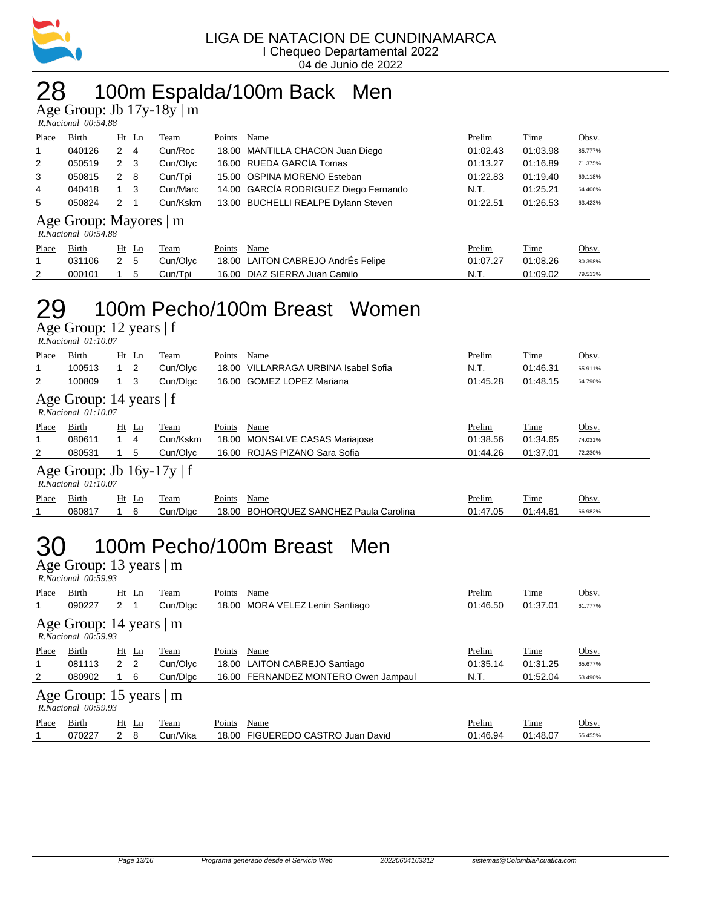LIGA DE NATACION DE CUNDINAMARCA
I Chequeo Departamental 2022
04 de Junio de 2022

# 28 100m Espalda/100m Back Men

### Age Group: Jb 17y-18y | m

*R.Nacional 00:54.88*

| Place | Birth | Ht | Ln | Team | Points | Name | Prelim | Time | Obsv. |
|---|---|---|---|---|---|---|---|---|---|
| 1 | 040126 | 2 | 4 | Cun/Roc | 18.00 | MANTILLA CHACON Juan Diego | 01:02.43 | 01:03.98 | 85.777% |
| 2 | 050519 | 2 | 3 | Cun/Olyc | 16.00 | RUEDA GARCÍA Tomas | 01:13.27 | 01:16.89 | 71.375% |
| 3 | 050815 | 2 | 8 | Cun/Tpi | 15.00 | OSPINA MORENO Esteban | 01:22.83 | 01:19.40 | 69.118% |
| 4 | 040418 | 1 | 3 | Cun/Marc | 14.00 | GARCÍA RODRIGUEZ Diego Fernando | N.T. | 01:25.21 | 64.406% |
| 5 | 050824 | 2 | 1 | Cun/Kskm | 13.00 | BUCHELLI REALPE Dylann Steven | 01:22.51 | 01:26.53 | 63.423% |

### Age Group: Mayores | m

*R.Nacional 00:54.88*

| Place | Birth | Ht | Ln | Team | Points | Name | Prelim | Time | Obsv. |
|---|---|---|---|---|---|---|---|---|---|
| 1 | 031106 | 2 | 5 | Cun/Olyc | 18.00 | LAITON CABREJO AndrÉs Felipe | 01:07.27 | 01:08.26 | 80.398% |
| 2 | 000101 | 1 | 5 | Cun/Tpi | 16.00 | DIAZ SIERRA Juan Camilo | N.T. | 01:09.02 | 79.513% |

# 29 100m Pecho/100m Breast Women

### Age Group: 12 years | f

*R.Nacional 01:10.07*

| Place | Birth | Ht | Ln | Team | Points | Name | Prelim | Time | Obsv. |
|---|---|---|---|---|---|---|---|---|---|
| 1 | 100513 | 1 | 2 | Cun/Olyc | 18.00 | VILLARRAGA URBINA Isabel Sofia | N.T. | 01:46.31 | 65.911% |
| 2 | 100809 | 1 | 3 | Cun/Dlgc | 16.00 | GOMEZ LOPEZ Mariana | 01:45.28 | 01:48.15 | 64.790% |

### Age Group: 14 years | f

*R.Nacional 01:10.07*

| Place | Birth | Ht | Ln | Team | Points | Name | Prelim | Time | Obsv. |
|---|---|---|---|---|---|---|---|---|---|
| 1 | 080611 | 1 | 4 | Cun/Kskm | 18.00 | MONSALVE CASAS Mariajose | 01:38.56 | 01:34.65 | 74.031% |
| 2 | 080531 | 1 | 5 | Cun/Olyc | 16.00 | ROJAS PIZANO Sara Sofia | 01:44.26 | 01:37.01 | 72.230% |

### Age Group: Jb 16y-17y | f

*R.Nacional 01:10.07*

| Place | Birth | Ht | Ln | Team | Points | Name | Prelim | Time | Obsv. |
|---|---|---|---|---|---|---|---|---|---|
| 1 | 060817 | 1 | 6 | Cun/Dlgc | 18.00 | BOHORQUEZ SANCHEZ Paula Carolina | 01:47.05 | 01:44.61 | 66.982% |

# 30 100m Pecho/100m Breast Men

### Age Group: 13 years | m

*R.Nacional 00:59.93*

| Place | Birth | Ht | Ln | Team | Points | Name | Prelim | Time | Obsv. |
|---|---|---|---|---|---|---|---|---|---|
| 1 | 090227 | 2 | 1 | Cun/Dlgc | 18.00 | MORA VELEZ Lenin Santiago | 01:46.50 | 01:37.01 | 61.777% |

### Age Group: 14 years | m

*R.Nacional 00:59.93*

| Place | Birth | Ht | Ln | Team | Points | Name | Prelim | Time | Obsv. |
|---|---|---|---|---|---|---|---|---|---|
| 1 | 081113 | 2 | 2 | Cun/Olyc | 18.00 | LAITON CABREJO Santiago | 01:35.14 | 01:31.25 | 65.677% |
| 2 | 080902 | 1 | 6 | Cun/Dlgc | 16.00 | FERNANDEZ MONTERO Owen Jampaul | N.T. | 01:52.04 | 53.490% |

### Age Group: 15 years | m

*R.Nacional 00:59.93*

| Place | Birth | Ht | Ln | Team | Points | Name | Prelim | Time | Obsv. |
|---|---|---|---|---|---|---|---|---|---|
| 1 | 070227 | 2 | 8 | Cun/Vika | 18.00 | FIGUEREDO CASTRO Juan David | 01:46.94 | 01:48.07 | 55.455% |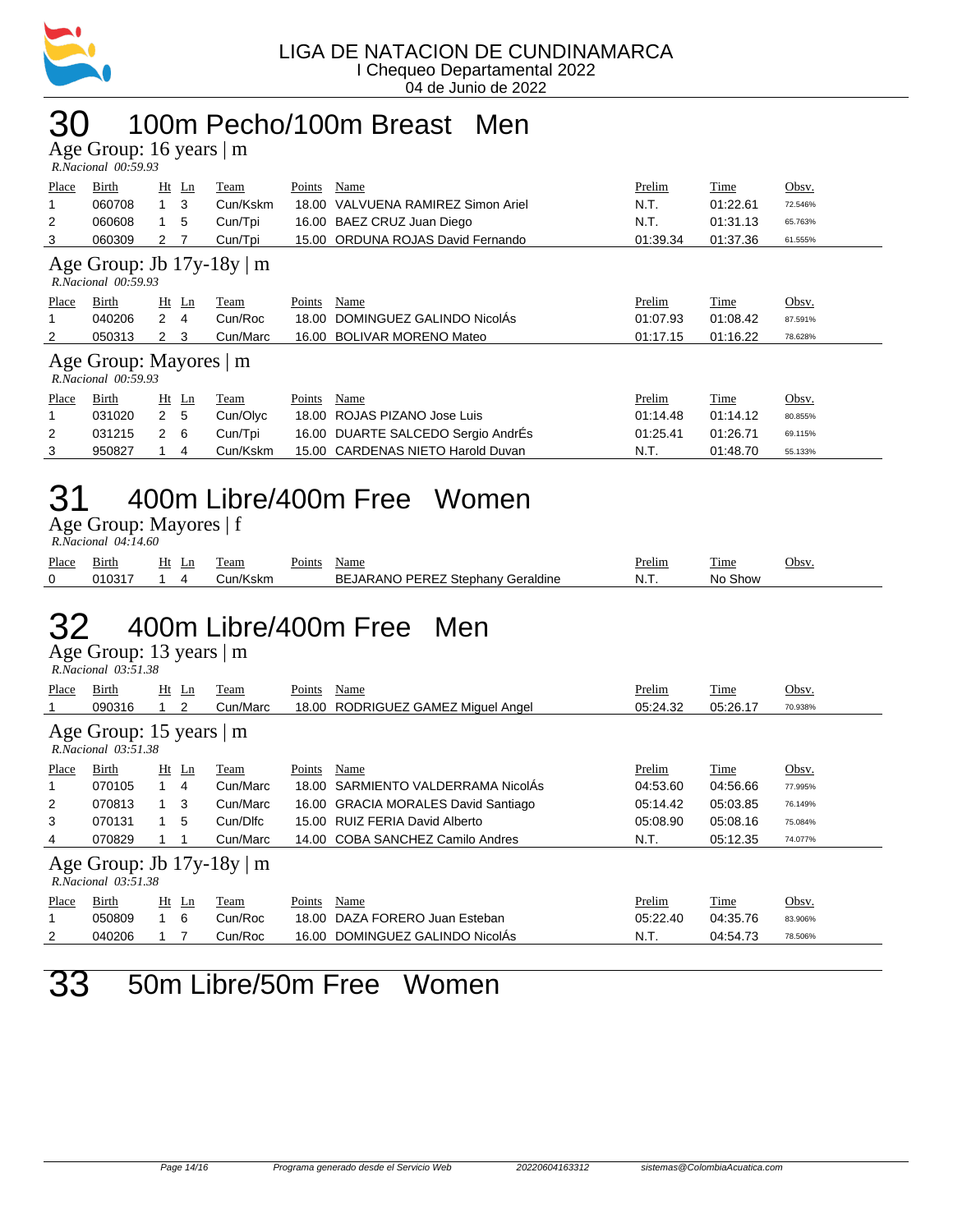LIGA DE NATACION DE CUNDINAMARCA
I Chequeo Departamental 2022
04 de Junio de 2022

# 30 100m Pecho/100m Breast Men

## Age Group: 16 years | m

*R.Nacional 00:59.93*

| Place | Birth | Ht | Ln | Team | Points | Name | Prelim | Time | Obsv. |
|---|---|---|---|---|---|---|---|---|---|
| 1 | 060708 | 1 | 3 | Cun/Kskm | 18.00 | VALVUENA RAMIREZ Simon Ariel | N.T. | 01:22.61 | 72.546% |
| 2 | 060608 | 1 | 5 | Cun/Tpi | 16.00 | BAEZ CRUZ Juan Diego | N.T. | 01:31.13 | 65.763% |
| 3 | 060309 | 2 | 7 | Cun/Tpi | 15.00 | ORDUNA ROJAS David Fernando | 01:39.34 | 01:37.36 | 61.555% |

## Age Group: Jb 17y-18y | m

*R.Nacional 00:59.93*

| Place | Birth | Ht | Ln | Team | Points | Name | Prelim | Time | Obsv. |
|---|---|---|---|---|---|---|---|---|---|
| 1 | 040206 | 2 | 4 | Cun/Roc | 18.00 | DOMINGUEZ GALINDO NicolÁs | 01:07.93 | 01:08.42 | 87.591% |
| 2 | 050313 | 2 | 3 | Cun/Marc | 16.00 | BOLIVAR MORENO Mateo | 01:17.15 | 01:16.22 | 78.628% |

## Age Group: Mayores | m

*R.Nacional 00:59.93*

| Place | Birth | Ht | Ln | Team | Points | Name | Prelim | Time | Obsv. |
|---|---|---|---|---|---|---|---|---|---|
| 1 | 031020 | 2 | 5 | Cun/Olyc | 18.00 | ROJAS PIZANO Jose Luis | 01:14.48 | 01:14.12 | 80.855% |
| 2 | 031215 | 2 | 6 | Cun/Tpi | 16.00 | DUARTE SALCEDO Sergio AndrÉs | 01:25.41 | 01:26.71 | 69.115% |
| 3 | 950827 | 1 | 4 | Cun/Kskm | 15.00 | CARDENAS NIETO Harold Duvan | N.T. | 01:48.70 | 55.133% |

# 31 400m Libre/400m Free Women

## Age Group: Mayores | f

*R.Nacional 04:14.60*

| Place | Birth | Ht | Ln | Team | Points | Name | Prelim | Time | Obsv. |
|---|---|---|---|---|---|---|---|---|---|
| 0 | 010317 | 1 | 4 | Cun/Kskm | | BEJARANO PEREZ Stephany Geraldine | N.T. | No Show | |

# 32 400m Libre/400m Free Men

## Age Group: 13 years | m

*R.Nacional 03:51.38*

| Place | Birth | Ht | Ln | Team | Points | Name | Prelim | Time | Obsv. |
|---|---|---|---|---|---|---|---|---|---|
| 1 | 090316 | 1 | 2 | Cun/Marc | 18.00 | RODRIGUEZ GAMEZ Miguel Angel | 05:24.32 | 05:26.17 | 70.938% |

## Age Group: 15 years | m

*R.Nacional 03:51.38*

| Place | Birth | Ht | Ln | Team | Points | Name | Prelim | Time | Obsv. |
|---|---|---|---|---|---|---|---|---|---|
| 1 | 070105 | 1 | 4 | Cun/Marc | 18.00 | SARMIENTO VALDERRAMA NicolÁs | 04:53.60 | 04:56.66 | 77.995% |
| 2 | 070813 | 1 | 3 | Cun/Marc | 16.00 | GRACIA MORALES David Santiago | 05:14.42 | 05:03.85 | 76.149% |
| 3 | 070131 | 1 | 5 | Cun/Dlfc | 15.00 | RUIZ FERIA David Alberto | 05:08.90 | 05:08.16 | 75.084% |
| 4 | 070829 | 1 | 1 | Cun/Marc | 14.00 | COBA SANCHEZ Camilo Andres | N.T. | 05:12.35 | 74.077% |

## Age Group: Jb 17y-18y | m

*R.Nacional 03:51.38*

| Place | Birth | Ht | Ln | Team | Points | Name | Prelim | Time | Obsv. |
|---|---|---|---|---|---|---|---|---|---|
| 1 | 050809 | 1 | 6 | Cun/Roc | 18.00 | DAZA FORERO Juan Esteban | 05:22.40 | 04:35.76 | 83.906% |
| 2 | 040206 | 1 | 7 | Cun/Roc | 16.00 | DOMINGUEZ GALINDO NicolÁs | N.T. | 04:54.73 | 78.506% |

# 33 50m Libre/50m Free Women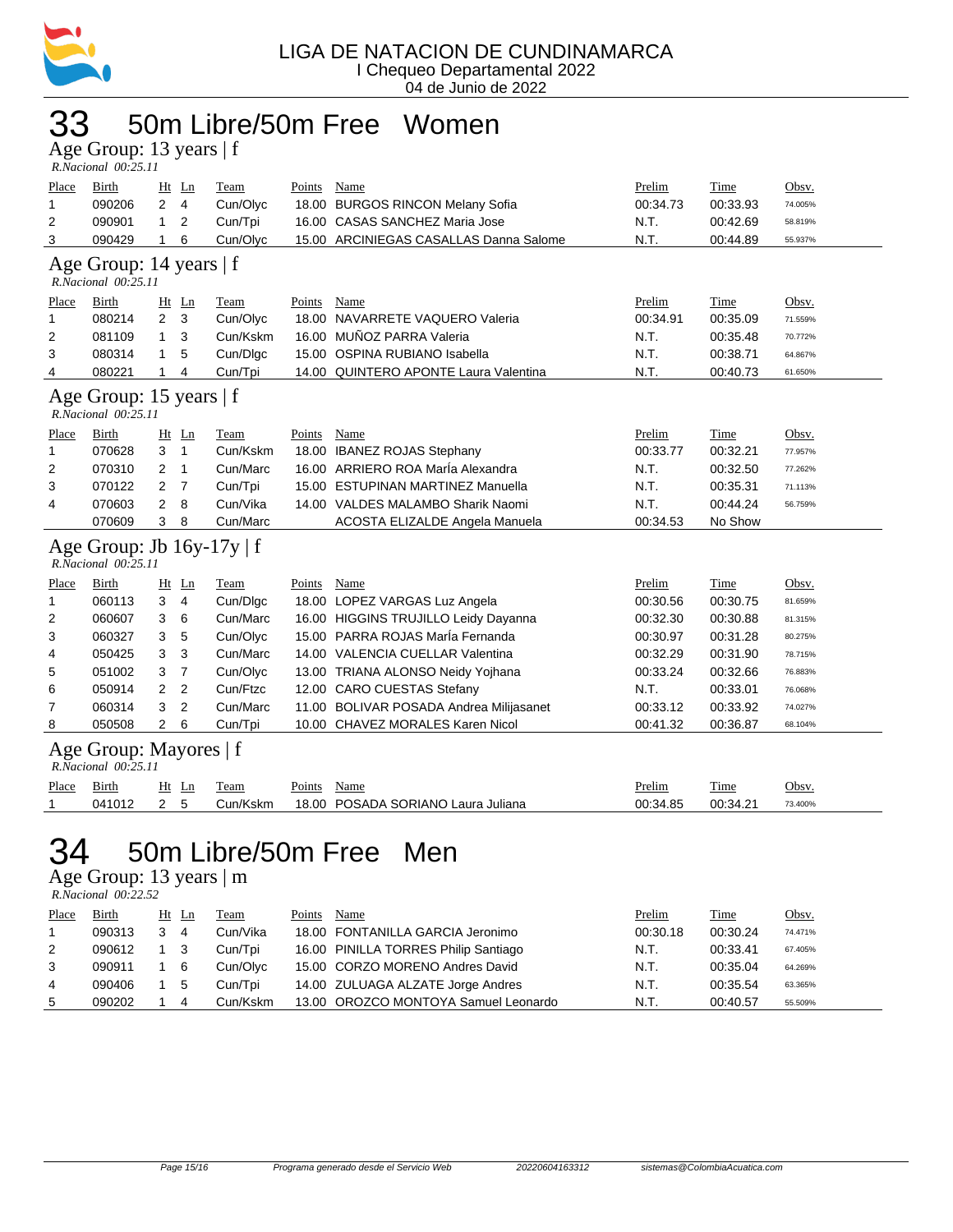LIGA DE NATACION DE CUNDINAMARCA
I Chequeo Departamental 2022
04 de Junio de 2022

# 33 50m Libre/50m Free Women

## Age Group: 13 years | f

*R.Nacional 00:25.11*

| Place | Birth | Ht | Ln | Team | Points | Name | Prelim | Time | Obsv. |
|---|---|---|---|---|---|---|---|---|---|
| 1 | 090206 | 2 | 4 | Cun/Olyc | 18.00 | BURGOS RINCON Melany Sofia | 00:34.73 | 00:33.93 | 74.005% |
| 2 | 090901 | 1 | 2 | Cun/Tpi | 16.00 | CASAS SANCHEZ Maria Jose | N.T. | 00:42.69 | 58.819% |
| 3 | 090429 | 1 | 6 | Cun/Olyc | 15.00 | ARCINIEGAS CASALLAS Danna Salome | N.T. | 00:44.89 | 55.937% |

## Age Group: 14 years | f

*R.Nacional 00:25.11*

| Place | Birth | Ht | Ln | Team | Points | Name | Prelim | Time | Obsv. |
|---|---|---|---|---|---|---|---|---|---|
| 1 | 080214 | 2 | 3 | Cun/Olyc | 18.00 | NAVARRETE VAQUERO Valeria | 00:34.91 | 00:35.09 | 71.559% |
| 2 | 081109 | 1 | 3 | Cun/Kskm | 16.00 | MUÑOZ PARRA Valeria | N.T. | 00:35.48 | 70.772% |
| 3 | 080314 | 1 | 5 | Cun/Dlgc | 15.00 | OSPINA RUBIANO Isabella | N.T. | 00:38.71 | 64.867% |
| 4 | 080221 | 1 | 4 | Cun/Tpi | 14.00 | QUINTERO APONTE Laura Valentina | N.T. | 00:40.73 | 61.650% |

## Age Group: 15 years | f

*R.Nacional 00:25.11*

| Place | Birth | Ht | Ln | Team | Points | Name | Prelim | Time | Obsv. |
|---|---|---|---|---|---|---|---|---|---|
| 1 | 070628 | 3 | 1 | Cun/Kskm | 18.00 | IBANEZ ROJAS Stephany | 00:33.77 | 00:32.21 | 77.957% |
| 2 | 070310 | 2 | 1 | Cun/Marc | 16.00 | ARRIERO ROA MarÍa Alexandra | N.T. | 00:32.50 | 77.262% |
| 3 | 070122 | 2 | 7 | Cun/Tpi | 15.00 | ESTUPINAN MARTINEZ Manuella | N.T. | 00:35.31 | 71.113% |
| 4 | 070603 | 2 | 8 | Cun/Vika | 14.00 | VALDES MALAMBO Sharik Naomi | N.T. | 00:44.24 | 56.759% |
| | 070609 | 3 | 8 | Cun/Marc | | ACOSTA ELIZALDE Angela Manuela | 00:34.53 | No Show | |

## Age Group: Jb 16y-17y | f

*R.Nacional 00:25.11*

| Place | Birth | Ht | Ln | Team | Points | Name | Prelim | Time | Obsv. |
|---|---|---|---|---|---|---|---|---|---|
| 1 | 060113 | 3 | 4 | Cun/Dlgc | 18.00 | LOPEZ VARGAS Luz Angela | 00:30.56 | 00:30.75 | 81.659% |
| 2 | 060607 | 3 | 6 | Cun/Marc | 16.00 | HIGGINS TRUJILLO Leidy Dayanna | 00:32.30 | 00:30.88 | 81.315% |
| 3 | 060327 | 3 | 5 | Cun/Olyc | 15.00 | PARRA ROJAS MarÍa Fernanda | 00:30.97 | 00:31.28 | 80.275% |
| 4 | 050425 | 3 | 3 | Cun/Marc | 14.00 | VALENCIA CUELLAR Valentina | 00:32.29 | 00:31.90 | 78.715% |
| 5 | 051002 | 3 | 7 | Cun/Olyc | 13.00 | TRIANA ALONSO Neidy Yojhana | 00:33.24 | 00:32.66 | 76.883% |
| 6 | 050914 | 2 | 2 | Cun/Ftzc | 12.00 | CARO CUESTAS Stefany | N.T. | 00:33.01 | 76.068% |
| 7 | 060314 | 3 | 2 | Cun/Marc | 11.00 | BOLIVAR POSADA Andrea Milijasanet | 00:33.12 | 00:33.92 | 74.027% |
| 8 | 050508 | 2 | 6 | Cun/Tpi | 10.00 | CHAVEZ MORALES Karen Nicol | 00:41.32 | 00:36.87 | 68.104% |

## Age Group: Mayores | f

*R.Nacional 00:25.11*

| Place | Birth | Ht | Ln | Team | Points | Name | Prelim | Time | Obsv. |
|---|---|---|---|---|---|---|---|---|---|
| 1 | 041012 | 2 | 5 | Cun/Kskm | 18.00 | POSADA SORIANO Laura Juliana | 00:34.85 | 00:34.21 | 73.400% |

# 34 50m Libre/50m Free Men

## Age Group: 13 years | m

*R.Nacional 00:22.52*

| Place | Birth | Ht | Ln | Team | Points | Name | Prelim | Time | Obsv. |
|---|---|---|---|---|---|---|---|---|---|
| 1 | 090313 | 3 | 4 | Cun/Vika | 18.00 | FONTANILLA GARCIA Jeronimo | 00:30.18 | 00:30.24 | 74.471% |
| 2 | 090612 | 1 | 3 | Cun/Tpi | 16.00 | PINILLA TORRES Philip Santiago | N.T. | 00:33.41 | 67.405% |
| 3 | 090911 | 1 | 6 | Cun/Olyc | 15.00 | CORZO MORENO Andres David | N.T. | 00:35.04 | 64.269% |
| 4 | 090406 | 1 | 5 | Cun/Tpi | 14.00 | ZULUAGA ALZATE Jorge Andres | N.T. | 00:35.54 | 63.365% |
| 5 | 090202 | 1 | 4 | Cun/Kskm | 13.00 | OROZCO MONTOYA Samuel Leonardo | N.T. | 00:40.57 | 55.509% |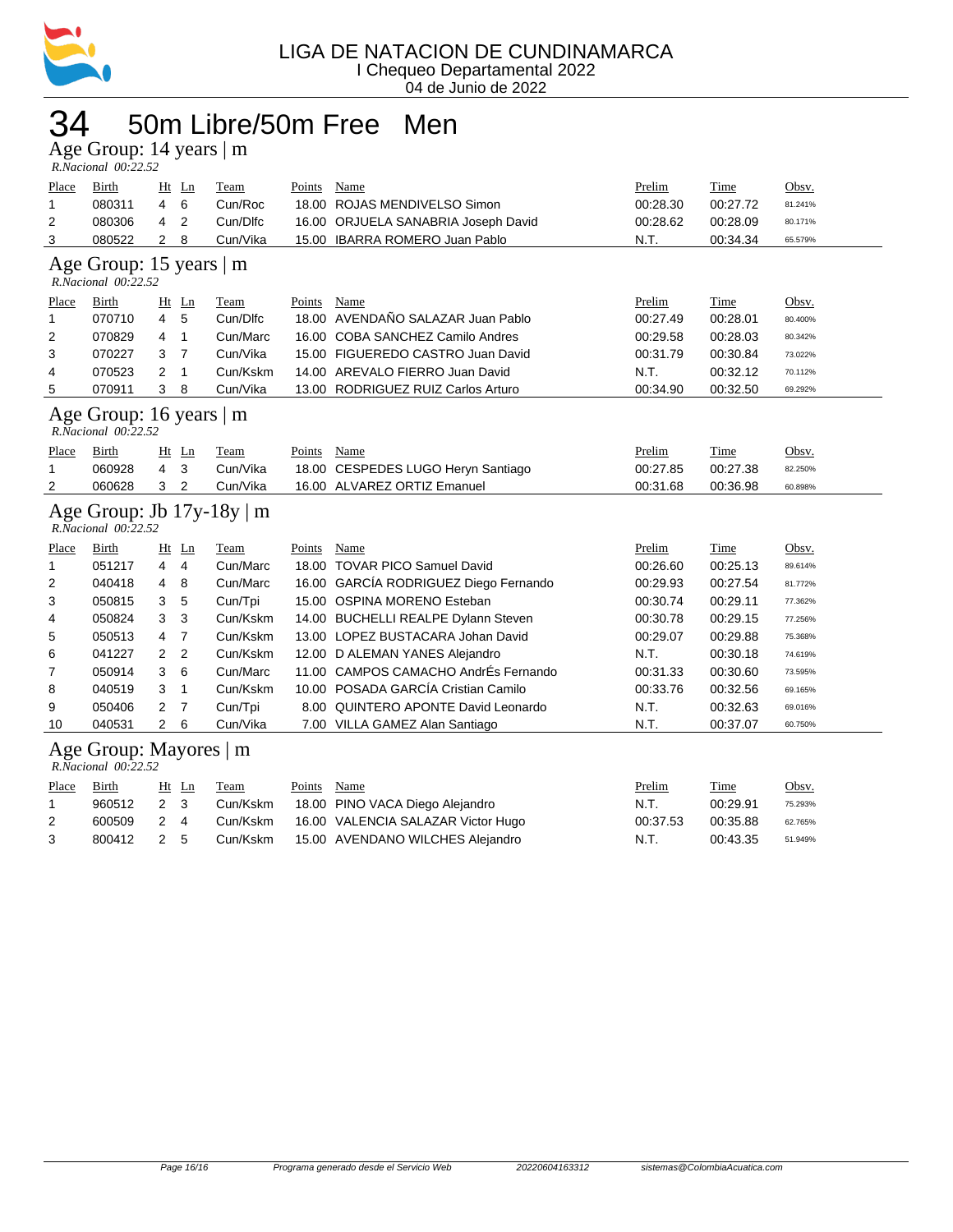LIGA DE NATACION DE CUNDINAMARCA
I Chequeo Departamental 2022
04 de Junio de 2022

# 34 50m Libre/50m Free Men

## Age Group: 14 years | m

*R.Nacional 00:22.52*

| Place | Birth | Ht | Ln | Team | Points | Name | Prelim | Time | Obsv. |
|---|---|---|---|---|---|---|---|---|---|
| 1 | 080311 | 4 | 6 | Cun/Roc | 18.00 | ROJAS MENDIVELSO Simon | 00:28.30 | 00:27.72 | 81.241% |
| 2 | 080306 | 4 | 2 | Cun/Dlfc | 16.00 | ORJUELA SANABRIA Joseph David | 00:28.62 | 00:28.09 | 80.171% |
| 3 | 080522 | 2 | 8 | Cun/Vika | 15.00 | IBARRA ROMERO Juan Pablo | N.T. | 00:34.34 | 65.579% |

## Age Group: 15 years | m

*R.Nacional 00:22.52*

| Place | Birth | Ht | Ln | Team | Points | Name | Prelim | Time | Obsv. |
|---|---|---|---|---|---|---|---|---|---|
| 1 | 070710 | 4 | 5 | Cun/Dlfc | 18.00 | AVENDAÑO SALAZAR Juan Pablo | 00:27.49 | 00:28.01 | 80.400% |
| 2 | 070829 | 4 | 1 | Cun/Marc | 16.00 | COBA SANCHEZ Camilo Andres | 00:29.58 | 00:28.03 | 80.342% |
| 3 | 070227 | 3 | 7 | Cun/Vika | 15.00 | FIGUEREDO CASTRO Juan David | 00:31.79 | 00:30.84 | 73.022% |
| 4 | 070523 | 2 | 1 | Cun/Kskm | 14.00 | AREVALO FIERRO Juan David | N.T. | 00:32.12 | 70.112% |
| 5 | 070911 | 3 | 8 | Cun/Vika | 13.00 | RODRIGUEZ RUIZ Carlos Arturo | 00:34.90 | 00:32.50 | 69.292% |

## Age Group: 16 years | m

*R.Nacional 00:22.52*

| Place | Birth | Ht | Ln | Team | Points | Name | Prelim | Time | Obsv. |
|---|---|---|---|---|---|---|---|---|---|
| 1 | 060928 | 4 | 3 | Cun/Vika | 18.00 | CESPEDES LUGO Heryn Santiago | 00:27.85 | 00:27.38 | 82.250% |
| 2 | 060628 | 3 | 2 | Cun/Vika | 16.00 | ALVAREZ ORTIZ Emanuel | 00:31.68 | 00:36.98 | 60.898% |

## Age Group: Jb 17y-18y | m

*R.Nacional 00:22.52*

| Place | Birth | Ht | Ln | Team | Points | Name | Prelim | Time | Obsv. |
|---|---|---|---|---|---|---|---|---|---|
| 1 | 051217 | 4 | 4 | Cun/Marc | 18.00 | TOVAR PICO Samuel David | 00:26.60 | 00:25.13 | 89.614% |
| 2 | 040418 | 4 | 8 | Cun/Marc | 16.00 | GARCÍA RODRIGUEZ Diego Fernando | 00:29.93 | 00:27.54 | 81.772% |
| 3 | 050815 | 3 | 5 | Cun/Tpi | 15.00 | OSPINA MORENO Esteban | 00:30.74 | 00:29.11 | 77.362% |
| 4 | 050824 | 3 | 3 | Cun/Kskm | 14.00 | BUCHELLI REALPE Dylann Steven | 00:30.78 | 00:29.15 | 77.256% |
| 5 | 050513 | 4 | 7 | Cun/Kskm | 13.00 | LOPEZ BUSTACARA Johan David | 00:29.07 | 00:29.88 | 75.368% |
| 6 | 041227 | 2 | 2 | Cun/Kskm | 12.00 | D ALEMAN YANES Alejandro | N.T. | 00:30.18 | 74.619% |
| 7 | 050914 | 3 | 6 | Cun/Marc | 11.00 | CAMPOS CAMACHO AndrÉs Fernando | 00:31.33 | 00:30.60 | 73.595% |
| 8 | 040519 | 3 | 1 | Cun/Kskm | 10.00 | POSADA GARCÍA Cristian Camilo | 00:33.76 | 00:32.56 | 69.165% |
| 9 | 050406 | 2 | 7 | Cun/Tpi | 8.00 | QUINTERO APONTE David Leonardo | N.T. | 00:32.63 | 69.016% |
| 10 | 040531 | 2 | 6 | Cun/Vika | 7.00 | VILLA GAMEZ Alan Santiago | N.T. | 00:37.07 | 60.750% |

## Age Group: Mayores | m

*R.Nacional 00:22.52*

| Place | Birth | Ht | Ln | Team | Points | Name | Prelim | Time | Obsv. |
|---|---|---|---|---|---|---|---|---|---|
| 1 | 960512 | 2 | 3 | Cun/Kskm | 18.00 | PINO VACA Diego Alejandro | N.T. | 00:29.91 | 75.293% |
| 2 | 600509 | 2 | 4 | Cun/Kskm | 16.00 | VALENCIA SALAZAR Victor Hugo | 00:37.53 | 00:35.88 | 62.765% |
| 3 | 800412 | 2 | 5 | Cun/Kskm | 15.00 | AVENDANO WILCHES Alejandro | N.T. | 00:43.35 | 51.949% |